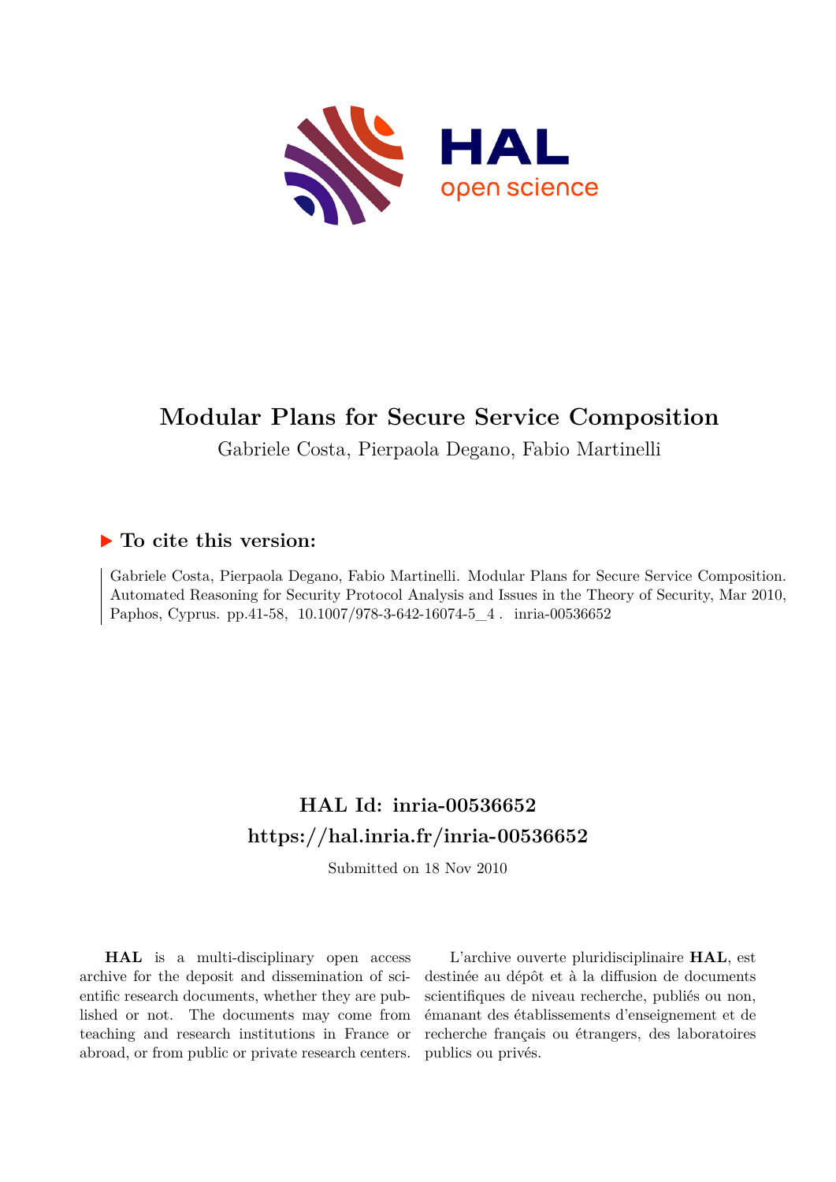# Modular Plans for Secure Service Composition

Gabriele Costa, Pierpaola Degano, Fabio Martinelli

## ▶ To cite this version:

Gabriele Costa, Pierpaola Degano, Fabio Martinelli. Modular Plans for Secure Service Composition. Automated Reasoning for Security Protocol Analysis and Issues in the Theory of Security, Mar 2010, Paphos, Cyprus. pp.41-58, 10.1007/978-3-642-16074-5_4 . inria-00536652

## HAL Id: inria-00536652
## https://hal.inria.fr/inria-00536652

Submitted on 18 Nov 2010

**HAL** is a multi-disciplinary open access archive for the deposit and dissemination of scientific research documents, whether they are published or not. The documents may come from teaching and research institutions in France or abroad, or from public or private research centers.

L'archive ouverte pluridisciplinaire **HAL**, est destinée au dépôt et à la diffusion de documents scientifiques de niveau recherche, publiés ou non, émanant des établissements d'enseignement et de recherche français ou étrangers, des laboratoires publics ou privés.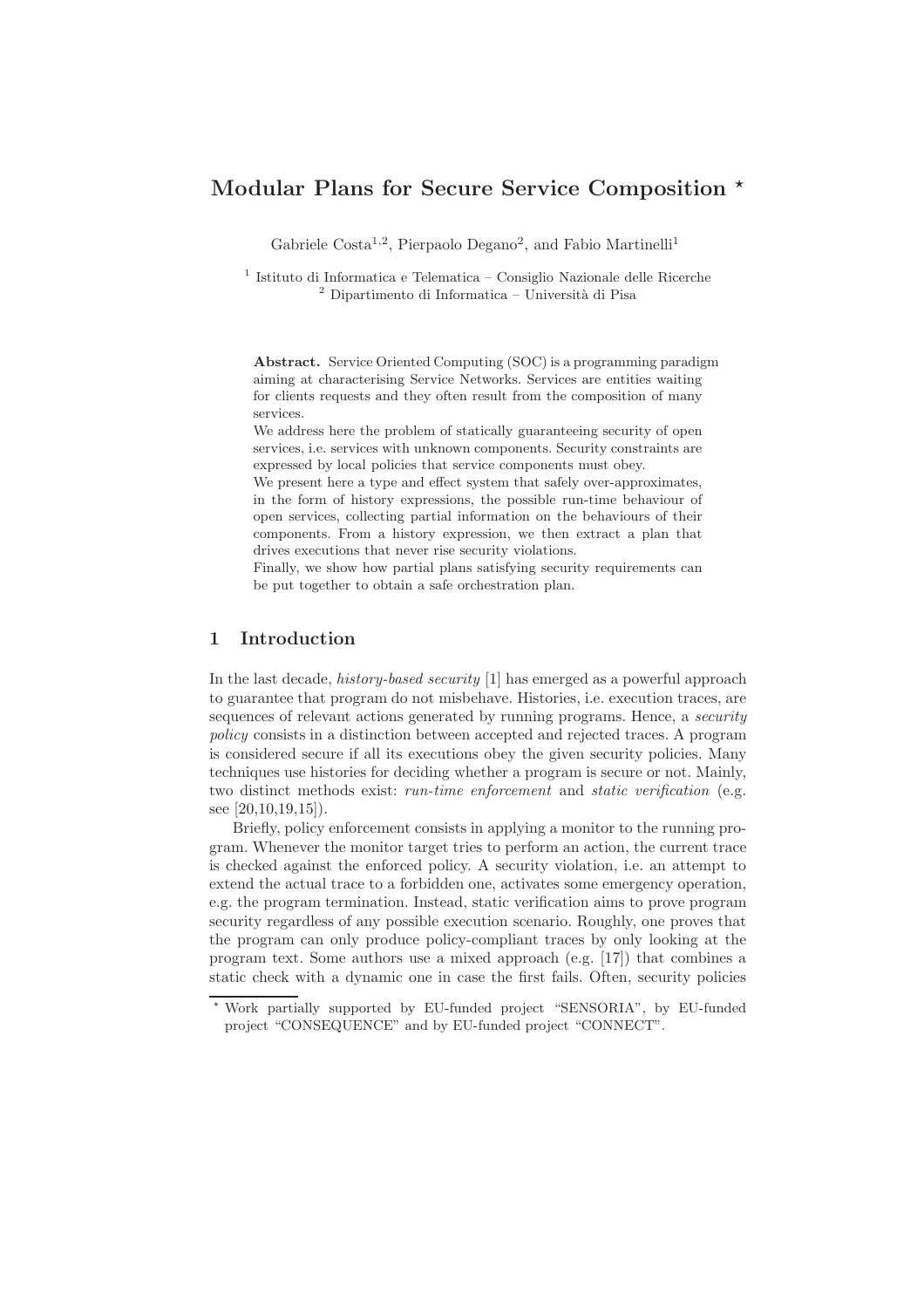# Modular Plans for Secure Service Composition *

Gabriele Costa[1,2], Pierpaolo Degano[2], and Fabio Martinelli[1]

[1] Istituto di Informatica e Telematica – Consiglio Nazionale delle Ricerche
[2] Dipartimento di Informatica – Università di Pisa

**Abstract.** Service Oriented Computing (SOC) is a programming paradigm aiming at characterising Service Networks. Services are entities waiting for clients requests and they often result from the composition of many services.

We address here the problem of statically guaranteeing security of open services, i.e. services with unknown components. Security constraints are expressed by local policies that service components must obey.

We present here a type and effect system that safely over-approximates, in the form of history expressions, the possible run-time behaviour of open services, collecting partial information on the behaviours of their components. From a history expression, we then extract a plan that drives executions that never rise security violations.

Finally, we show how partial plans satisfying security requirements can be put together to obtain a safe orchestration plan.

## 1 Introduction

In the last decade, *history-based security* [1] has emerged as a powerful approach to guarantee that program do not misbehave. Histories, i.e. execution traces, are sequences of relevant actions generated by running programs. Hence, a *security policy* consists in a distinction between accepted and rejected traces. A program is considered secure if all its executions obey the given security policies. Many techniques use histories for deciding whether a program is secure or not. Mainly, two distinct methods exist: *run-time enforcement* and *static verification* (e.g. see [20,10,19,15]).

Briefly, policy enforcement consists in applying a monitor to the running program. Whenever the monitor target tries to perform an action, the current trace is checked against the enforced policy. A security violation, i.e. an attempt to extend the actual trace to a forbidden one, activates some emergency operation, e.g. the program termination. Instead, static verification aims to prove program security regardless of any possible execution scenario. Roughly, one proves that the program can only produce policy-compliant traces by only looking at the program text. Some authors use a mixed approach (e.g. [17]) that combines a static check with a dynamic one in case the first fails. Often, security policies

* Work partially supported by EU-funded project "SENSORIA", by EU-funded project "CONSEQUENCE" and by EU-funded project "CONNECT".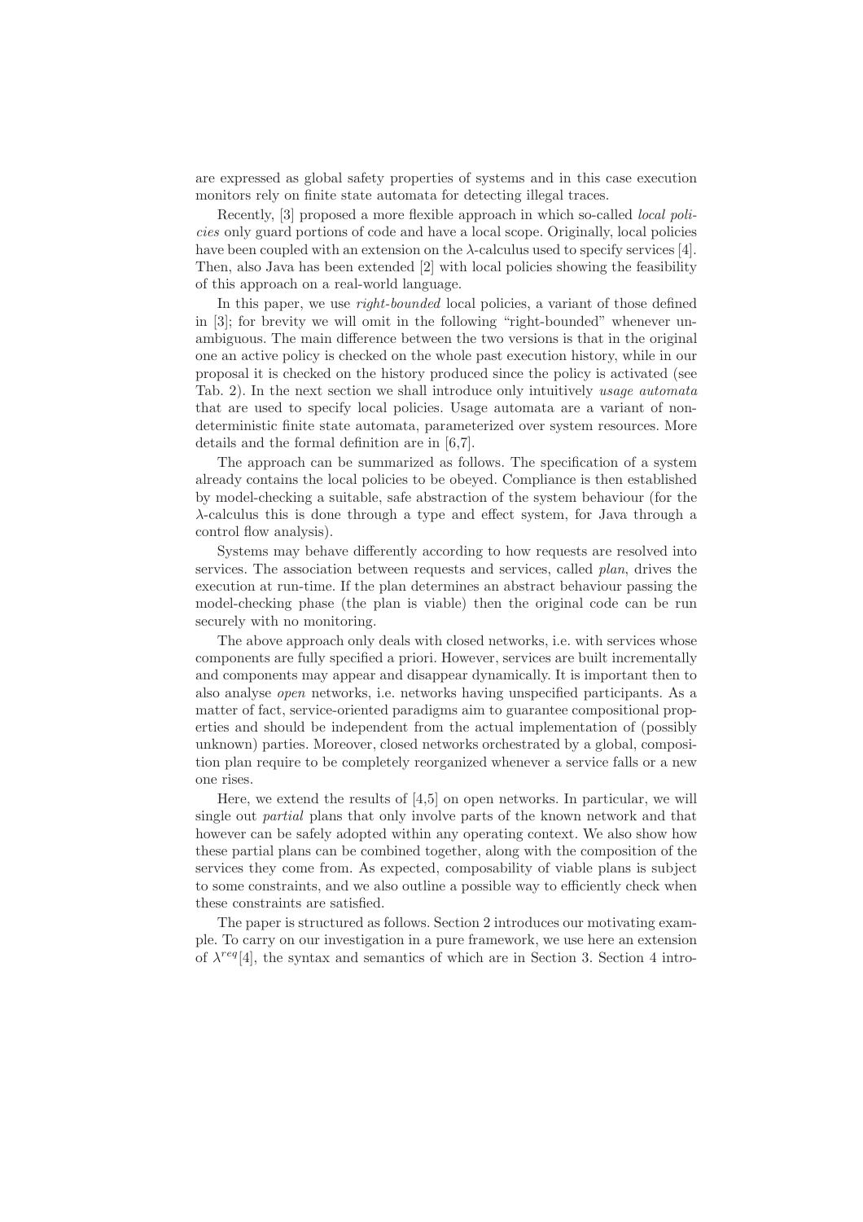are expressed as global safety properties of systems and in this case execution monitors rely on finite state automata for detecting illegal traces.

Recently, [3] proposed a more flexible approach in which so-called *local policies* only guard portions of code and have a local scope. Originally, local policies have been coupled with an extension on the $\lambda$-calculus used to specify services [4]. Then, also Java has been extended [2] with local policies showing the feasibility of this approach on a real-world language.

In this paper, we use *right-bounded* local policies, a variant of those defined in [3]; for brevity we will omit in the following "right-bounded" whenever unambiguous. The main difference between the two versions is that in the original one an active policy is checked on the whole past execution history, while in our proposal it is checked on the history produced since the policy is activated (see Tab. 2). In the next section we shall introduce only intuitively *usage automata* that are used to specify local policies. Usage automata are a variant of nondeterministic finite state automata, parameterized over system resources. More details and the formal definition are in [6,7].

The approach can be summarized as follows. The specification of a system already contains the local policies to be obeyed. Compliance is then established by model-checking a suitable, safe abstraction of the system behaviour (for the $\lambda$-calculus this is done through a type and effect system, for Java through a control flow analysis).

Systems may behave differently according to how requests are resolved into services. The association between requests and services, called *plan*, drives the execution at run-time. If the plan determines an abstract behaviour passing the model-checking phase (the plan is viable) then the original code can be run securely with no monitoring.

The above approach only deals with closed networks, i.e. with services whose components are fully specified a priori. However, services are built incrementally and components may appear and disappear dynamically. It is important then to also analyse *open* networks, i.e. networks having unspecified participants. As a matter of fact, service-oriented paradigms aim to guarantee compositional properties and should be independent from the actual implementation of (possibly unknown) parties. Moreover, closed networks orchestrated by a global, composition plan require to be completely reorganized whenever a service falls or a new one rises.

Here, we extend the results of [4,5] on open networks. In particular, we will single out *partial* plans that only involve parts of the known network and that however can be safely adopted within any operating context. We also show how these partial plans can be combined together, along with the composition of the services they come from. As expected, composability of viable plans is subject to some constraints, and we also outline a possible way to efficiently check when these constraints are satisfied.

The paper is structured as follows. Section 2 introduces our motivating example. To carry on our investigation in a pure framework, we use here an extension of $\lambda^{req}$[4], the syntax and semantics of which are in Section 3. Section 4 intro-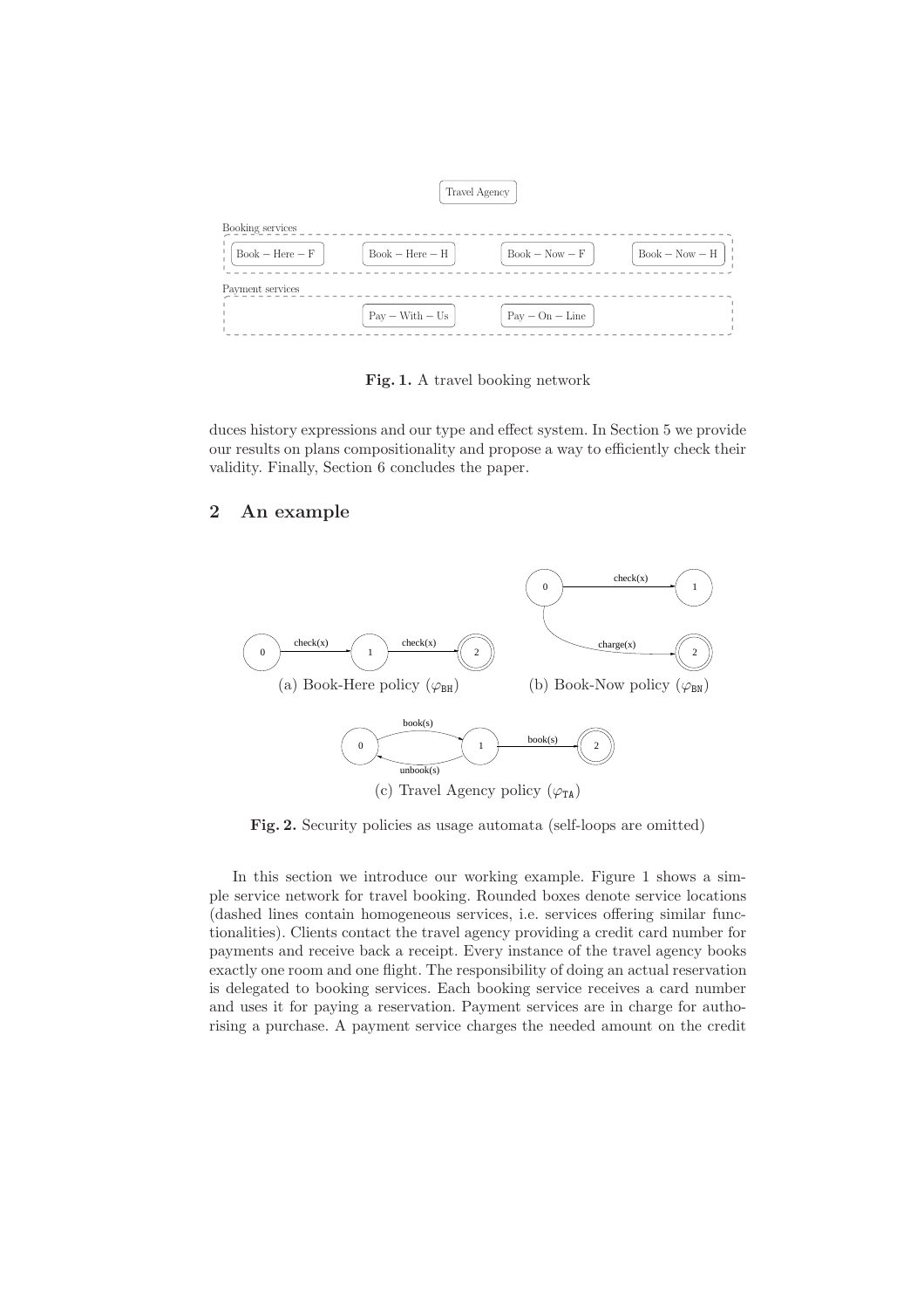Fig. 1. A travel booking network

duces history expressions and our type and effect system. In Section 5 we provide our results on plans compositionality and propose a way to efficiently check their validity. Finally, Section 6 concludes the paper.

## 2 An example

(a) Book-Here policy ($\varphi_{\mathtt{BH}}$)

(b) Book-Now policy ($\varphi_{\mathtt{BN}}$)

(c) Travel Agency policy ($\varphi_{\mathtt{TA}}$)

Fig. 2. Security policies as usage automata (self-loops are omitted)

In this section we introduce our working example. Figure 1 shows a simple service network for travel booking. Rounded boxes denote service locations (dashed lines contain homogeneous services, i.e. services offering similar functionalities). Clients contact the travel agency providing a credit card number for payments and receive back a receipt. Every instance of the travel agency books exactly one room and one flight. The responsibility of doing an actual reservation is delegated to booking services. Each booking service receives a card number and uses it for paying a reservation. Payment services are in charge for authorising a purchase. A payment service charges the needed amount on the credit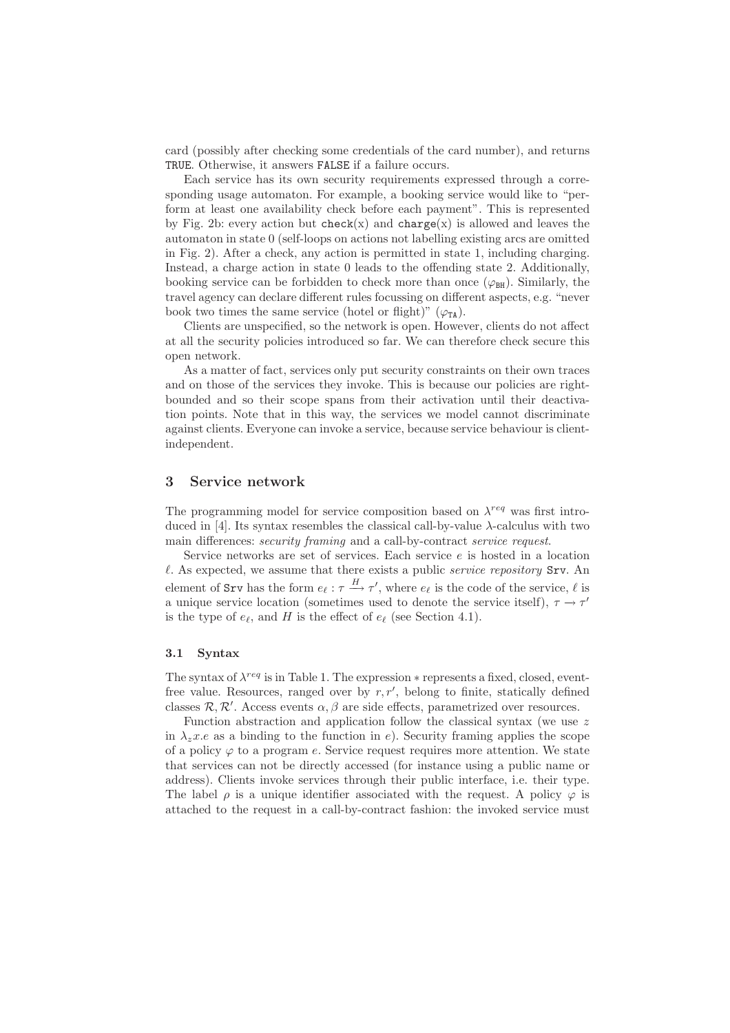card (possibly after checking some credentials of the card number), and returns `TRUE`. Otherwise, it answers `FALSE` if a failure occurs.

Each service has its own security requirements expressed through a corresponding usage automaton. For example, a booking service would like to "perform at least one availability check before each payment". This is represented by Fig. 2b: every action but `check(x)` and `charge(x)` is allowed and leaves the automaton in state 0 (self-loops on actions not labelling existing arcs are omitted in Fig. 2). After a check, any action is permitted in state 1, including charging. Instead, a charge action in state 0 leads to the offending state 2. Additionally, booking service can be forbidden to check more than once ($\varphi_{\mathtt{BH}}$). Similarly, the travel agency can declare different rules focussing on different aspects, e.g. "never book two times the same service (hotel or flight)" ($\varphi_{\mathtt{TA}}$).

Clients are unspecified, so the network is open. However, clients do not affect at all the security policies introduced so far. We can therefore check secure this open network.

As a matter of fact, services only put security constraints on their own traces and on those of the services they invoke. This is because our policies are right-bounded and so their scope spans from their activation until their deactivation points. Note that in this way, the services we model cannot discriminate against clients. Everyone can invoke a service, because service behaviour is client-independent.

## 3 Service network

The programming model for service composition based on $\lambda^{req}$ was first introduced in [4]. Its syntax resembles the classical call-by-value $\lambda$-calculus with two main differences: *security framing* and a call-by-contract *service request*.

Service networks are set of services. Each service $e$ is hosted in a location $\ell$. As expected, we assume that there exists a public *service repository* `Srv`. An element of `Srv` has the form $e_\ell : \tau \xrightarrow{H} \tau'$, where $e_\ell$ is the code of the service, $\ell$ is a unique service location (sometimes used to denote the service itself), $\tau \to \tau'$ is the type of $e_\ell$, and $H$ is the effect of $e_\ell$ (see Section 4.1).

### 3.1 Syntax

The syntax of $\lambda^{req}$ is in Table 1. The expression $*$ represents a fixed, closed, event-free value. Resources, ranged over by $r, r'$, belong to finite, statically defined classes $\mathcal{R}, \mathcal{R}'$. Access events $\alpha, \beta$ are side effects, parametrized over resources.

Function abstraction and application follow the classical syntax (we use $z$ in $\lambda_z x.e$ as a binding to the function in $e$). Security framing applies the scope of a policy $\varphi$ to a program $e$. Service request requires more attention. We state that services can not be directly accessed (for instance using a public name or address). Clients invoke services through their public interface, i.e. their type. The label $\rho$ is a unique identifier associated with the request. A policy $\varphi$ is attached to the request in a call-by-contract fashion: the invoked service must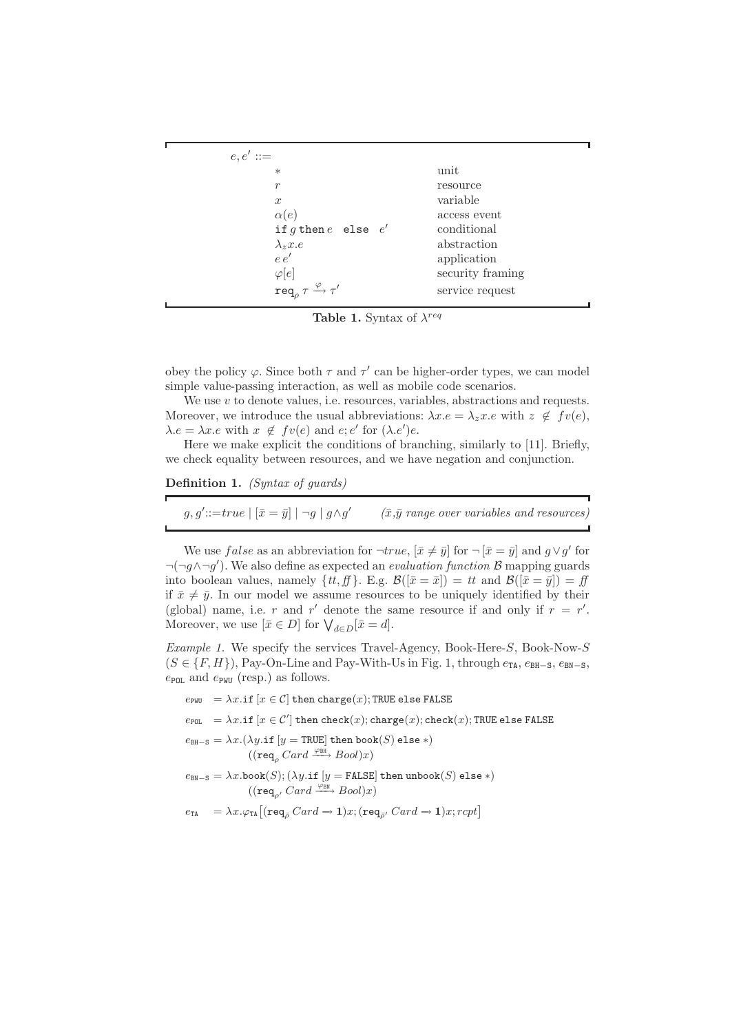| $e, e'$ ::= | |
|---|---|
| $*$ | unit |
| $r$ | resource |
| $x$ | variable |
| $\alpha(e)$ | access event |
| $\texttt{if}\ g\ \texttt{then}\ e\ \ \texttt{else}\ \ e'$ | conditional |
| $\lambda_z x.e$ | abstraction |
| $e\,e'$ | application |
| $\varphi[e]$ | security framing |
| $\texttt{req}_\rho\ \tau \xrightarrow{\varphi} \tau'$ | service request |

**Table 1.** Syntax of $\lambda^{req}$

obey the policy $\varphi$. Since both $\tau$ and $\tau'$ can be higher-order types, we can model simple value-passing interaction, as well as mobile code scenarios.

We use $v$ to denote values, i.e. resources, variables, abstractions and requests. Moreover, we introduce the usual abbreviations: $\lambda x.e = \lambda_z x.e$ with $z \notin fv(e)$, $\lambda.e = \lambda x.e$ with $x \notin fv(e)$ and $e; e'$ for $(\lambda.e')e$.

Here we make explicit the conditions of branching, similarly to [11]. Briefly, we check equality between resources, and we have negation and conjunction.

**Definition 1.** *(Syntax of guards)*

$$g, g' ::= true \mid [\bar{x} = \bar{y}] \mid \neg g \mid g \wedge g' \qquad (\bar{x}, \bar{y} \textit{ range over variables and resources})$$

We use $false$ as an abbreviation for $\neg true$, $[\bar{x} \neq \bar{y}]$ for $\neg[\bar{x} = \bar{y}]$ and $g \vee g'$ for $\neg(\neg g \wedge \neg g')$. We also define as expected an *evaluation function* $\mathcal{B}$ mapping guards into boolean values, namely $\{tt, ff\}$. E.g. $\mathcal{B}([\bar{x} = \bar{x}]) = tt$ and $\mathcal{B}([\bar{x} = \bar{y}]) = ff$ if $\bar{x} \neq \bar{y}$. In our model we assume resources to be uniquely identified by their (global) name, i.e. $r$ and $r'$ denote the same resource if and only if $r = r'$. Moreover, we use $[\bar{x} \in D]$ for $\bigvee_{d \in D} [\bar{x} = d]$.

*Example 1.* We specify the services Travel-Agency, Book-Here-$S$, Book-Now-$S$ ($S \in \{F, H\}$), Pay-On-Line and Pay-With-Us in Fig. 1, through $e_{\texttt{TA}}$, $e_{\texttt{BH-S}}$, $e_{\texttt{BN-S}}$, $e_{\texttt{POL}}$ and $e_{\texttt{PWU}}$ (resp.) as follows.

$$e_{\texttt{PWU}} = \lambda x.\texttt{if}\ [x \in \mathcal{C}]\ \texttt{then}\ \texttt{charge}(x); \texttt{TRUE}\ \texttt{else}\ \texttt{FALSE}$$

$$e_{\texttt{POL}} = \lambda x.\texttt{if}\ [x \in \mathcal{C}']\ \texttt{then}\ \texttt{check}(x); \texttt{charge}(x); \texttt{check}(x); \texttt{TRUE}\ \texttt{else}\ \texttt{FALSE}$$

$$e_{\texttt{BH-S}} = \lambda x.(\lambda y.\texttt{if}\ [y = \texttt{TRUE}]\ \texttt{then}\ \texttt{book}(S)\ \texttt{else}\ *)\ ((\texttt{req}_\rho\ Card \xrightarrow{\varphi_{\texttt{BH}}} Bool)x)$$

$$e_{\texttt{BN-S}} = \lambda x.\texttt{book}(S); (\lambda y.\texttt{if}\ [y = \texttt{FALSE}]\ \texttt{then}\ \texttt{unbook}(S)\ \texttt{else}\ *)\ ((\texttt{req}_{\rho'}\ Card \xrightarrow{\varphi_{\texttt{BN}}} Bool)x)$$

$$e_{\texttt{TA}} = \lambda x.\varphi_{\texttt{TA}}\big[(\texttt{req}_{\bar{\rho}}\ Card \rightarrow \mathbf{1})x; (\texttt{req}_{\bar{\rho}'}\ Card \rightarrow \mathbf{1})x; rcpt\big]$$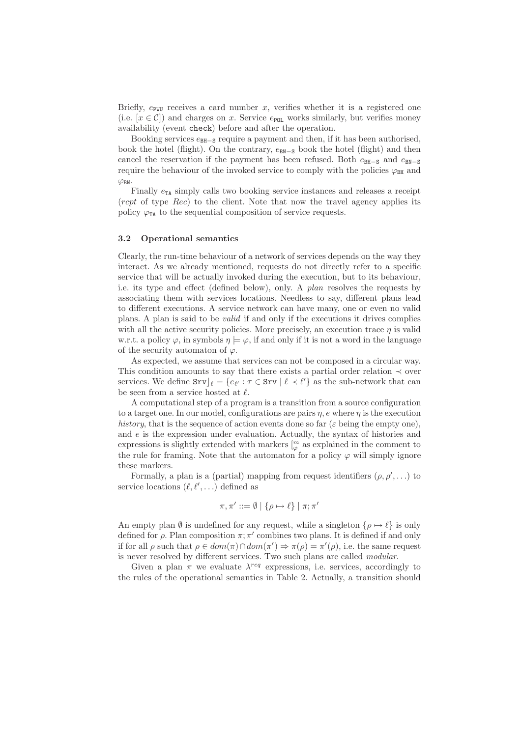Briefly, $e_{\texttt{PWU}}$ receives a card number $x$, verifies whether it is a registered one (i.e. $[x \in \mathcal{C}]$) and charges on $x$. Service $e_{\texttt{POL}}$ works similarly, but verifies money availability (event `check`) before and after the operation.

Booking services $e_{\texttt{BH-S}}$ require a payment and then, if it has been authorised, book the hotel (flight). On the contrary, $e_{\texttt{BN-S}}$ book the hotel (flight) and then cancel the reservation if the payment has been refused. Both $e_{\texttt{BH-S}}$ and $e_{\texttt{BN-S}}$ require the behaviour of the invoked service to comply with the policies $\varphi_{\texttt{BH}}$ and $\varphi_{\texttt{BN}}$.

Finally $e_{\texttt{TA}}$ simply calls two booking service instances and releases a receipt (*rcpt* of type *Rec*) to the client. Note that now the travel agency applies its policy $\varphi_{\texttt{TA}}$ to the sequential composition of service requests.

### 3.2 Operational semantics

Clearly, the run-time behaviour of a network of services depends on the way they interact. As we already mentioned, requests do not directly refer to a specific service that will be actually invoked during the execution, but to its behaviour, i.e. its type and effect (defined below), only. A *plan* resolves the requests by associating them with services locations. Needless to say, different plans lead to different executions. A service network can have many, one or even no valid plans. A plan is said to be *valid* if and only if the executions it drives complies with all the active security policies. More precisely, an execution trace $\eta$ is valid w.r.t. a policy $\varphi$, in symbols $\eta \models \varphi$, if and only if it is not a word in the language of the security automaton of $\varphi$.

As expected, we assume that services can not be composed in a circular way. This condition amounts to say that there exists a partial order relation $\prec$ over services. We define $\texttt{Srv}\rfloor_\ell = \{e_{\ell'} : \tau \in \texttt{Srv} \mid \ell \prec \ell'\}$ as the sub-network that can be seen from a service hosted at $\ell$.

A computational step of a program is a transition from a source configuration to a target one. In our model, configurations are pairs $\eta, e$ where $\eta$ is the execution *history*, that is the sequence of action events done so far ($\varepsilon$ being the empty one), and $e$ is the expression under evaluation. Actually, the syntax of histories and expressions is slightly extended with markers $[^m_\varphi$ as explained in the comment to the rule for framing. Note that the automaton for a policy $\varphi$ will simply ignore these markers.

Formally, a plan is a (partial) mapping from request identifiers $(\rho, \rho', \ldots)$ to service locations $(\ell, \ell', \ldots)$ defined as

$$\pi, \pi' ::= \emptyset \mid \{\rho \mapsto \ell\} \mid \pi; \pi'$$

An empty plan $\emptyset$ is undefined for any request, while a singleton $\{\rho \mapsto \ell\}$ is only defined for $\rho$. Plan composition $\pi; \pi'$ combines two plans. It is defined if and only if for all $\rho$ such that $\rho \in dom(\pi) \cap dom(\pi') \Rightarrow \pi(\rho) = \pi'(\rho)$, i.e. the same request is never resolved by different services. Two such plans are called *modular*.

Given a plan $\pi$ we evaluate $\lambda^{req}$ expressions, i.e. services, accordingly to the rules of the operational semantics in Table 2. Actually, a transition should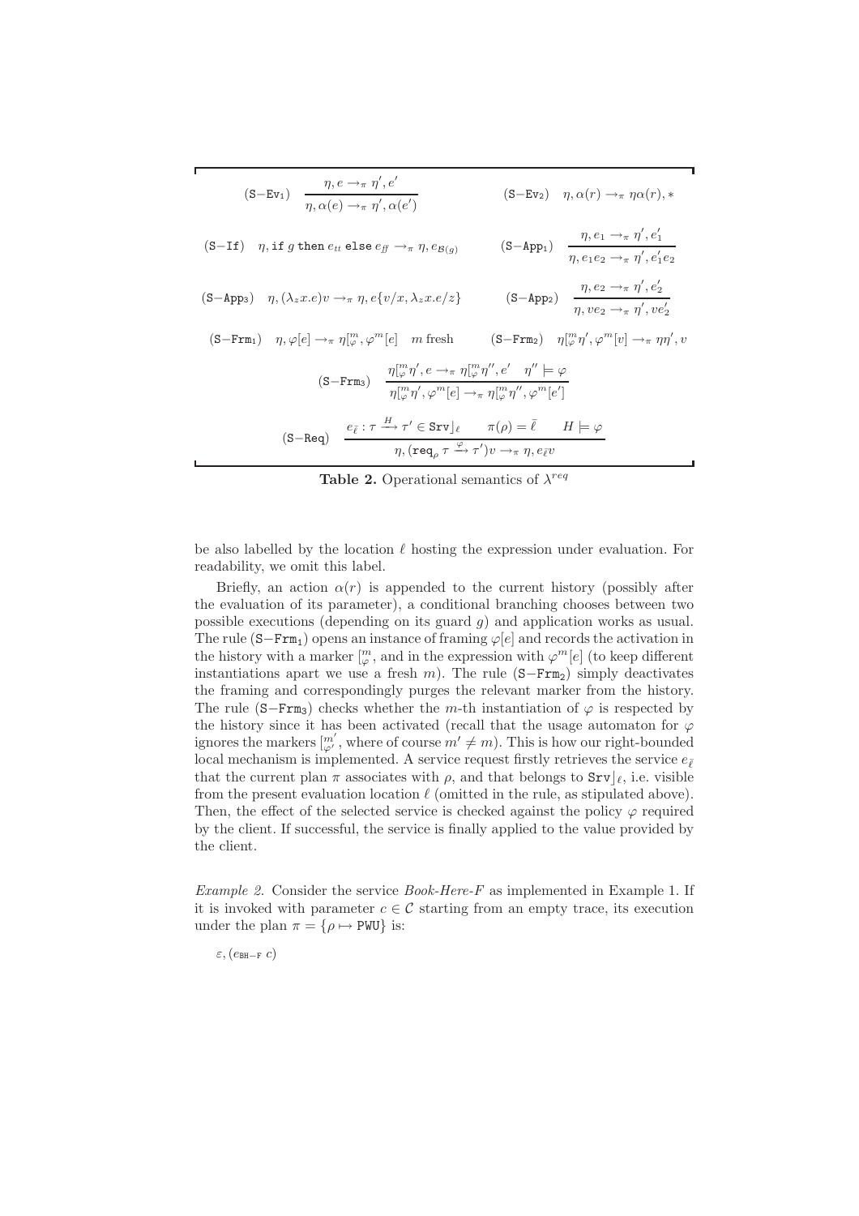$$(\texttt{S-Ev}_1)\quad \frac{\eta, e \rightarrow_\pi \eta', e'}{\eta, \alpha(e) \rightarrow_\pi \eta', \alpha(e')} \qquad\qquad (\texttt{S-Ev}_2)\quad \eta, \alpha(r) \rightarrow_\pi \eta\alpha(r), *$$

$$(\texttt{S-If})\quad \eta, \texttt{if}\ g\ \texttt{then}\ e_{tt}\ \texttt{else}\ e_{\mathit{ff}} \rightarrow_\pi \eta, e_{\mathcal{B}(g)} \qquad\qquad (\texttt{S-App}_1)\quad \frac{\eta, e_1 \rightarrow_\pi \eta', e_1'}{\eta, e_1 e_2 \rightarrow_\pi \eta', e_1' e_2}$$

$$(\texttt{S-App}_3)\quad \eta, (\lambda_z x.e)v \rightarrow_\pi \eta, e\{v/x, \lambda_z x.e/z\} \qquad\qquad (\texttt{S-App}_2)\quad \frac{\eta, e_2 \rightarrow_\pi \eta', e_2'}{\eta, v e_2 \rightarrow_\pi \eta', v e_2'}$$

$$(\texttt{S-Frm}_1)\quad \eta, \varphi[e] \rightarrow_\pi \eta[^m_\varphi, \varphi^m[e] \quad m \text{ fresh} \qquad\qquad (\texttt{S-Frm}_2)\quad \eta[^m_\varphi\eta', \varphi^m[v] \rightarrow_\pi \eta\eta', v$$

$$(\texttt{S-Frm}_3)\quad \frac{\eta[^m_\varphi\eta', e \rightarrow_\pi \eta[^m_\varphi\eta'', e' \quad \eta'' \models \varphi}{\eta[^m_\varphi\eta', \varphi^m[e] \rightarrow_\pi \eta[^m_\varphi\eta'', \varphi^m[e']}$$

$$(\texttt{S-Req})\quad \frac{e_{\bar\ell} : \tau \xrightarrow{H} \tau' \in \texttt{Srv}\rfloor_\ell \qquad \pi(\rho) = \bar\ell \qquad H \models \varphi}{\eta, (\texttt{req}_\rho\ \tau \xrightarrow{\varphi} \tau')v \rightarrow_\pi \eta, e_{\bar\ell} v}$$

**Table 2.** Operational semantics of $\lambda^{req}$

be also labelled by the location $\ell$ hosting the expression under evaluation. For readability, we omit this label.

Briefly, an action $\alpha(r)$ is appended to the current history (possibly after the evaluation of its parameter), a conditional branching chooses between two possible executions (depending on its guard $g$) and application works as usual. The rule $(\texttt{S-Frm}_1)$ opens an instance of framing $\varphi[e]$ and records the activation in the history with a marker $[^m_\varphi$, and in the expression with $\varphi^m[e]$ (to keep different instantiations apart we use a fresh $m$). The rule $(\texttt{S-Frm}_2)$ simply deactivates the framing and correspondingly purges the relevant marker from the history. The rule $(\texttt{S-Frm}_3)$ checks whether the $m$-th instantiation of $\varphi$ is respected by the history since it has been activated (recall that the usage automaton for $\varphi$ ignores the markers $[^{m'}_{\varphi'}$, where of course $m' \neq m$). This is how our right-bounded local mechanism is implemented. A service request firstly retrieves the service $e_{\bar\ell}$ that the current plan $\pi$ associates with $\rho$, and that belongs to $\texttt{Srv}\rfloor_\ell$, i.e. visible from the present evaluation location $\ell$ (omitted in the rule, as stipulated above). Then, the effect of the selected service is checked against the policy $\varphi$ required by the client. If successful, the service is finally applied to the value provided by the client.

*Example 2.* Consider the service *Book-Here-F* as implemented in Example 1. If it is invoked with parameter $c \in \mathcal{C}$ starting from an empty trace, its execution under the plan $\pi = \{\rho \mapsto \texttt{PWU}\}$ is:

$\varepsilon, (e_{\text{BH-F}}\ c)$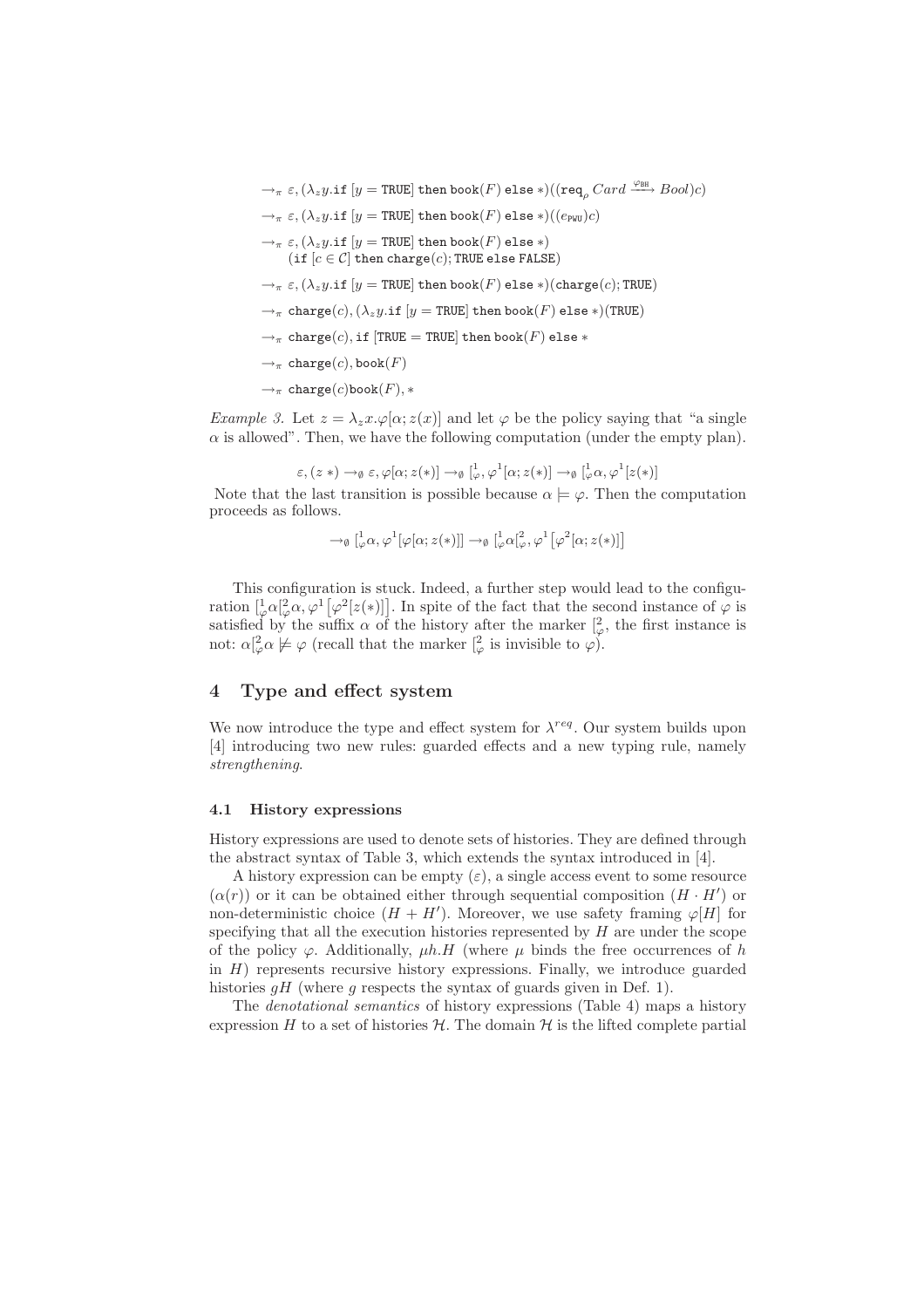$$\rightarrow_\pi \varepsilon, (\lambda_z y.\texttt{if } [y = \texttt{TRUE}] \texttt{ then } \texttt{book}(F) \texttt{ else } *)((\texttt{req}_\rho\, Card \xrightarrow{\varphi_{\texttt{BH}}} Bool)c)$$

$$\rightarrow_\pi \varepsilon, (\lambda_z y.\texttt{if } [y = \texttt{TRUE}] \texttt{ then } \texttt{book}(F) \texttt{ else } *)((e_{\texttt{PWU}})c)$$

$$\rightarrow_\pi \varepsilon, (\lambda_z y.\texttt{if } [y = \texttt{TRUE}] \texttt{ then } \texttt{book}(F) \texttt{ else } *)$$
$$(\texttt{if } [c \in \mathcal{C}] \texttt{ then } \texttt{charge}(c); \texttt{TRUE} \texttt{ else } \texttt{FALSE})$$

$$\rightarrow_\pi \varepsilon, (\lambda_z y.\texttt{if } [y = \texttt{TRUE}] \texttt{ then } \texttt{book}(F) \texttt{ else } *)(\texttt{charge}(c); \texttt{TRUE})$$

$$\rightarrow_\pi \texttt{charge}(c), (\lambda_z y.\texttt{if } [y = \texttt{TRUE}] \texttt{ then } \texttt{book}(F) \texttt{ else } *)(\texttt{TRUE})$$

$$\rightarrow_\pi \texttt{charge}(c), \texttt{if } [\texttt{TRUE} = \texttt{TRUE}] \texttt{ then } \texttt{book}(F) \texttt{ else } *$$

$$\rightarrow_\pi \texttt{charge}(c), \texttt{book}(F)$$

$$\rightarrow_\pi \texttt{charge}(c)\texttt{book}(F), *$$

*Example 3.* Let $z = \lambda_z x.\varphi[\alpha; z(x)]$ and let $\varphi$ be the policy saying that "a single $\alpha$ is allowed". Then, we have the following computation (under the empty plan).

$$\varepsilon, (z\, *) \rightarrow_\emptyset \varepsilon, \varphi[\alpha; z(*)] \rightarrow_\emptyset [^1_\varphi, \varphi^1[\alpha; z(*)] \rightarrow_\emptyset [^1_\varphi \alpha, \varphi^1[z(*)]$$

Note that the last transition is possible because $\alpha \models \varphi$. Then the computation proceeds as follows.

$$\rightarrow_\emptyset [^1_\varphi \alpha, \varphi^1[\varphi[\alpha; z(*)]] \rightarrow_\emptyset [^1_\varphi \alpha [^2_\varphi, \varphi^1\left[\varphi^2[\alpha; z(*)]\right]$$

This configuration is stuck. Indeed, a further step would lead to the configuration $[^1_\varphi \alpha [^2_\varphi \alpha, \varphi^1\left[\varphi^2[z(*)]\right]$. In spite of the fact that the second instance of $\varphi$ is satisfied by the suffix $\alpha$ of the history after the marker $[^2_\varphi$, the first instance is not: $\alpha [^2_\varphi \alpha \not\models \varphi$ (recall that the marker $[^2_\varphi$ is invisible to $\varphi$).

## 4 Type and effect system

We now introduce the type and effect system for $\lambda^{req}$. Our system builds upon [4] introducing two new rules: guarded effects and a new typing rule, namely *strengthening*.

### 4.1 History expressions

History expressions are used to denote sets of histories. They are defined through the abstract syntax of Table 3, which extends the syntax introduced in [4].

A history expression can be empty ($\varepsilon$), a single access event to some resource ($\alpha(r)$) or it can be obtained either through sequential composition ($H \cdot H'$) or non-deterministic choice ($H + H'$). Moreover, we use safety framing $\varphi[H]$ for specifying that all the execution histories represented by $H$ are under the scope of the policy $\varphi$. Additionally, $\mu h.H$ (where $\mu$ binds the free occurrences of $h$ in $H$) represents recursive history expressions. Finally, we introduce guarded histories $gH$ (where $g$ respects the syntax of guards given in Def. 1).

The *denotational semantics* of history expressions (Table 4) maps a history expression $H$ to a set of histories $\mathcal{H}$. The domain $\mathcal{H}$ is the lifted complete partial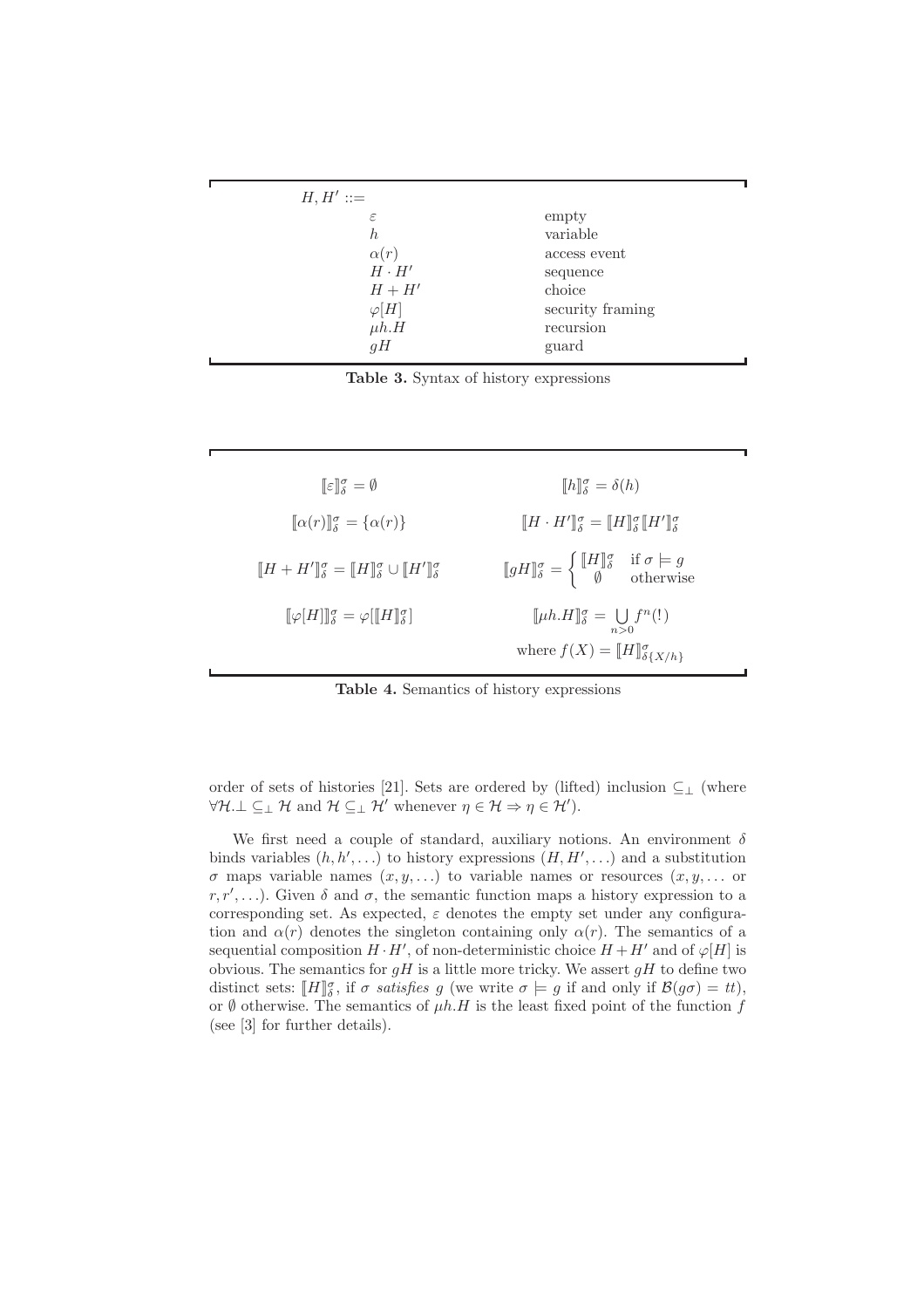| $H, H' ::=$ | |
|---|---|
| $\varepsilon$ | empty |
| $h$ | variable |
| $\alpha(r)$ | access event |
| $H \cdot H'$ | sequence |
| $H + H'$ | choice |
| $\varphi[H]$ | security framing |
| $\mu h.H$ | recursion |
| $gH$ | guard |

**Table 3.** Syntax of history expressions

$$[\![\varepsilon]\!]^\sigma_\delta = \emptyset \qquad [\![h]\!]^\sigma_\delta = \delta(h)$$

$$[\![\alpha(r)]\!]^\sigma_\delta = \{\alpha(r)\} \qquad [\![H \cdot H']\!]^\sigma_\delta = [\![H]\!]^\sigma_\delta [\![H']\!]^\sigma_\delta$$

$$[\![H + H']\!]^\sigma_\delta = [\![H]\!]^\sigma_\delta \cup [\![H']\!]^\sigma_\delta \qquad [\![gH]\!]^\sigma_\delta = \begin{cases} [\![H]\!]^\sigma_\delta & \text{if } \sigma \models g \\ \emptyset & \text{otherwise} \end{cases}$$

$$[\![\varphi[H]]\!]^\sigma_\delta = \varphi[[\![H]\!]^\sigma_\delta] \qquad [\![\mu h.H]\!]^\sigma_\delta = \bigcup_{n>0} f^n(!)$$

$$\text{where } f(X) = [\![H]\!]^\sigma_{\delta\{X/h\}}$$

**Table 4.** Semantics of history expressions

order of sets of histories [21]. Sets are ordered by (lifted) inclusion $\subseteq_\bot$ (where $\forall \mathcal{H}. \bot \subseteq_\bot \mathcal{H}$ and $\mathcal{H} \subseteq_\bot \mathcal{H}'$ whenever $\eta \in \mathcal{H} \Rightarrow \eta \in \mathcal{H}'$).

We first need a couple of standard, auxiliary notions. An environment $\delta$ binds variables $(h, h', \ldots)$ to history expressions $(H, H', \ldots)$ and a substitution $\sigma$ maps variable names $(x, y, \ldots)$ to variable names or resources $(x, y, \ldots$ or $r, r', \ldots)$. Given $\delta$ and $\sigma$, the semantic function maps a history expression to a corresponding set. As expected, $\varepsilon$ denotes the empty set under any configuration and $\alpha(r)$ denotes the singleton containing only $\alpha(r)$. The semantics of a sequential composition $H \cdot H'$, of non-deterministic choice $H + H'$ and of $\varphi[H]$ is obvious. The semantics for $gH$ is a little more tricky. We assert $gH$ to define two distinct sets: $[\![H]\!]^\sigma_\delta$, if $\sigma$ *satisfies* $g$ (we write $\sigma \models g$ if and only if $\mathcal{B}(g\sigma) = tt$), or $\emptyset$ otherwise. The semantics of $\mu h.H$ is the least fixed point of the function $f$ (see [3] for further details).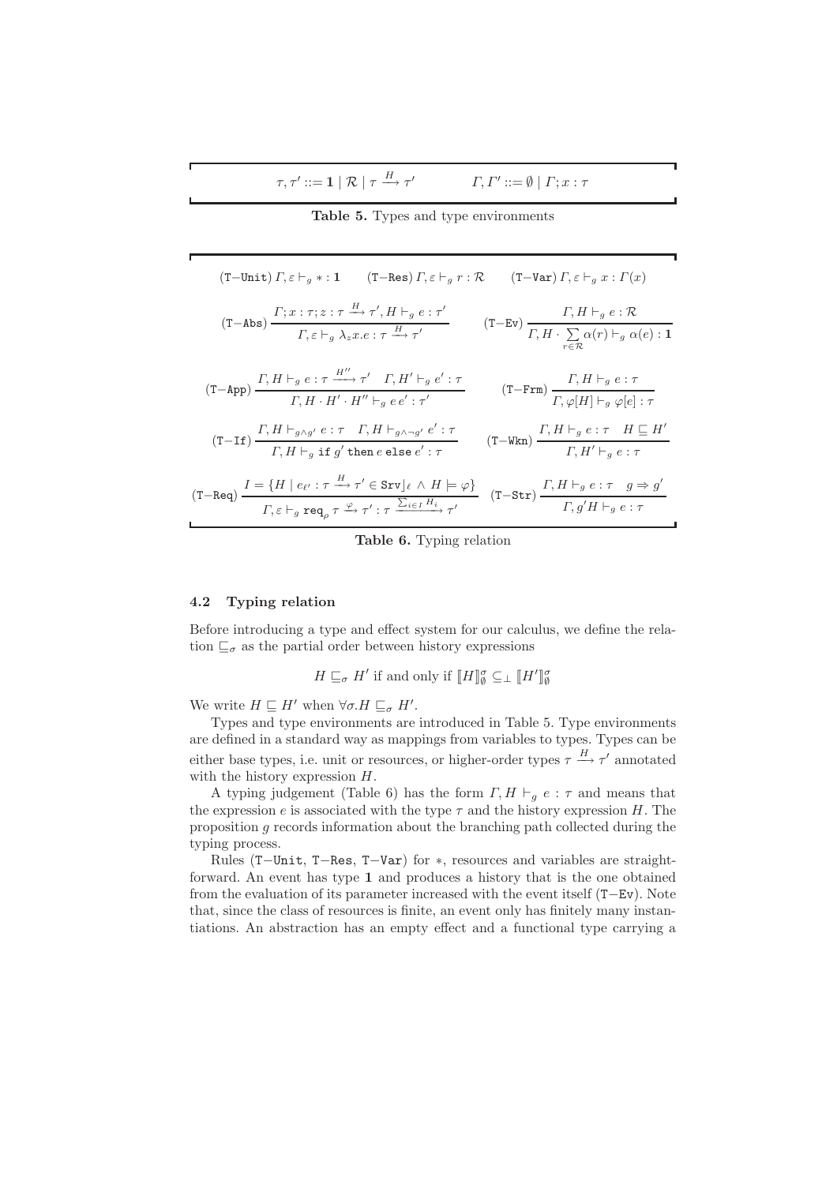$$\tau, \tau' ::= \mathbf{1} \mid \mathcal{R} \mid \tau \xrightarrow{H} \tau' \qquad \Gamma, \Gamma' ::= \emptyset \mid \Gamma; x : \tau$$

**Table 5.** Types and type environments

$$(\texttt{T-Unit})\ \Gamma, \varepsilon \vdash_g * : \mathbf{1} \qquad (\texttt{T-Res})\ \Gamma, \varepsilon \vdash_g r : \mathcal{R} \qquad (\texttt{T-Var})\ \Gamma, \varepsilon \vdash_g x : \Gamma(x)$$

$$(\texttt{T-Abs})\ \frac{\Gamma; x : \tau; z : \tau \xrightarrow{H} \tau', H \vdash_g e : \tau'}{\Gamma, \varepsilon \vdash_g \lambda_z x.e : \tau \xrightarrow{H} \tau'} \qquad (\texttt{T-Ev})\ \frac{\Gamma, H \vdash_g e : \mathcal{R}}{\Gamma, H \cdot \sum_{r \in \mathcal{R}} \alpha(r) \vdash_g \alpha(e) : \mathbf{1}}$$

$$(\texttt{T-App})\ \frac{\Gamma, H \vdash_g e : \tau \xrightarrow{H''} \tau' \quad \Gamma, H' \vdash_g e' : \tau}{\Gamma, H \cdot H' \cdot H'' \vdash_g e\, e' : \tau'} \qquad (\texttt{T-Frm})\ \frac{\Gamma, H \vdash_g e : \tau}{\Gamma, \varphi[H] \vdash_g \varphi[e] : \tau}$$

$$(\texttt{T-If})\ \frac{\Gamma, H \vdash_{g \wedge g'} e : \tau \quad \Gamma, H \vdash_{g \wedge \neg g'} e' : \tau}{\Gamma, H \vdash_g \texttt{if } g' \texttt{ then } e \texttt{ else } e' : \tau} \qquad (\texttt{T-Wkn})\ \frac{\Gamma, H \vdash_g e : \tau \quad H \sqsubseteq H'}{\Gamma, H' \vdash_g e : \tau}$$

$$(\texttt{T-Req})\ \frac{I = \{H \mid e_{\ell'} : \tau \xrightarrow{H} \tau' \in \texttt{Srv}\rfloor_\ell \wedge H \models \varphi\}}{\Gamma, \varepsilon \vdash_g \texttt{req}_\rho\, \tau \xrightarrow{\varphi} \tau' : \tau \xrightarrow{\sum_{i \in I} H_i} \tau'} \qquad (\texttt{T-Str})\ \frac{\Gamma, H \vdash_g e : \tau \quad g \Rightarrow g'}{\Gamma, g'H \vdash_g e : \tau}$$

**Table 6.** Typing relation

### 4.2 Typing relation

Before introducing a type and effect system for our calculus, we define the relation $\sqsubseteq_\sigma$ as the partial order between history expressions

$$H \sqsubseteq_\sigma H' \text{ if and only if } [\![H]\!]^\sigma_\emptyset \subseteq_\perp [\![H']\!]^\sigma_\emptyset$$

We write $H \sqsubseteq H'$ when $\forall \sigma. H \sqsubseteq_\sigma H'$.

Types and type environments are introduced in Table 5. Type environments are defined in a standard way as mappings from variables to types. Types can be either base types, i.e. unit or resources, or higher-order types $\tau \xrightarrow{H} \tau'$ annotated with the history expression $H$.

A typing judgement (Table 6) has the form $\Gamma, H \vdash_g e : \tau$ and means that the expression $e$ is associated with the type $\tau$ and the history expression $H$. The proposition $g$ records information about the branching path collected during the typing process.

Rules (T−Unit, T−Res, T−Var) for $*$, resources and variables are straightforward. An event has type $\mathbf{1}$ and produces a history that is the one obtained from the evaluation of its parameter increased with the event itself (T−Ev). Note that, since the class of resources is finite, an event only has finitely many instantiations. An abstraction has an empty effect and a functional type carrying a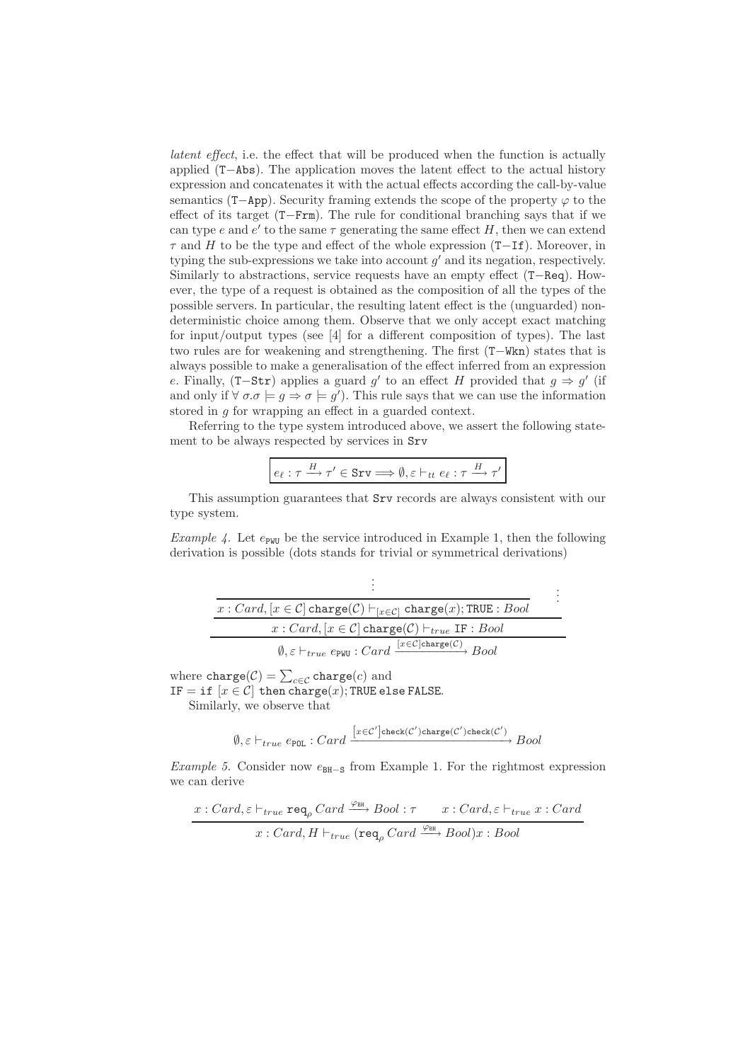*latent effect*, i.e. the effect that will be produced when the function is actually applied (T−Abs). The application moves the latent effect to the actual history expression and concatenates it with the actual effects according the call-by-value semantics (T−App). Security framing extends the scope of the property $\varphi$ to the effect of its target (T−Frm). The rule for conditional branching says that if we can type $e$ and $e'$ to the same $\tau$ generating the same effect $H$, then we can extend $\tau$ and $H$ to be the type and effect of the whole expression (T−If). Moreover, in typing the sub-expressions we take into account $g'$ and its negation, respectively. Similarly to abstractions, service requests have an empty effect (T−Req). However, the type of a request is obtained as the composition of all the types of the possible servers. In particular, the resulting latent effect is the (unguarded) nondeterministic choice among them. Observe that we only accept exact matching for input/output types (see [4] for a different composition of types). The last two rules are for weakening and strengthening. The first (T−Wkn) states that is always possible to make a generalisation of the effect inferred from an expression $e$. Finally, (T−Str) applies a guard $g'$ to an effect $H$ provided that $g \Rightarrow g'$ (if and only if $\forall\, \sigma.\sigma \models g \Rightarrow \sigma \models g'$). This rule says that we can use the information stored in $g$ for wrapping an effect in a guarded context.

Referring to the type system introduced above, we assert the following statement to be always respected by services in Srv

$$\boxed{e_\ell : \tau \xrightarrow{H} \tau' \in \texttt{Srv} \Longrightarrow \emptyset, \varepsilon \vdash_{tt} e_\ell : \tau \xrightarrow{H} \tau'}$$

This assumption guarantees that Srv records are always consistent with our type system.

*Example 4.* Let $e_{\texttt{PWU}}$ be the service introduced in Example 1, then the following derivation is possible (dots stands for trivial or symmetrical derivations)

$$\dfrac{\dfrac{\dfrac{\vdots}{x : Card, [x \in \mathcal{C}]\, \texttt{charge}(\mathcal{C}) \vdash_{[x \in \mathcal{C}]} \texttt{charge}(x); \texttt{TRUE} : Bool} \qquad \vdots}{x : Card, [x \in \mathcal{C}]\, \texttt{charge}(\mathcal{C}) \vdash_{true} \texttt{IF} : Bool}}{\emptyset, \varepsilon \vdash_{true} e_{\texttt{PWU}} : Card \xrightarrow{[x \in \mathcal{C}]\texttt{charge}(\mathcal{C})} Bool}$$

where $\texttt{charge}(\mathcal{C}) = \sum_{c \in \mathcal{C}} \texttt{charge}(c)$ and
$\texttt{IF} = \texttt{if}\ [x \in \mathcal{C}]\ \texttt{then}\ \texttt{charge}(x); \texttt{TRUE}\ \texttt{else}\ \texttt{FALSE}$.

Similarly, we observe that

$$\emptyset, \varepsilon \vdash_{true} e_{\texttt{POL}} : Card \xrightarrow{[x \in \mathcal{C}']\texttt{check}(\mathcal{C}')\texttt{charge}(\mathcal{C}')\texttt{check}(\mathcal{C}')} Bool$$

*Example 5.* Consider now $e_{\texttt{BH-S}}$ from Example 1. For the rightmost expression we can derive

$$\dfrac{x : Card, \varepsilon \vdash_{true} \texttt{req}_\rho\, Card \xrightarrow{\varphi_{\texttt{BH}}} Bool : \tau \qquad x : Card, \varepsilon \vdash_{true} x : Card}{x : Card, H \vdash_{true} (\texttt{req}_\rho\, Card \xrightarrow{\varphi_{\texttt{BH}}} Bool) x : Bool}$$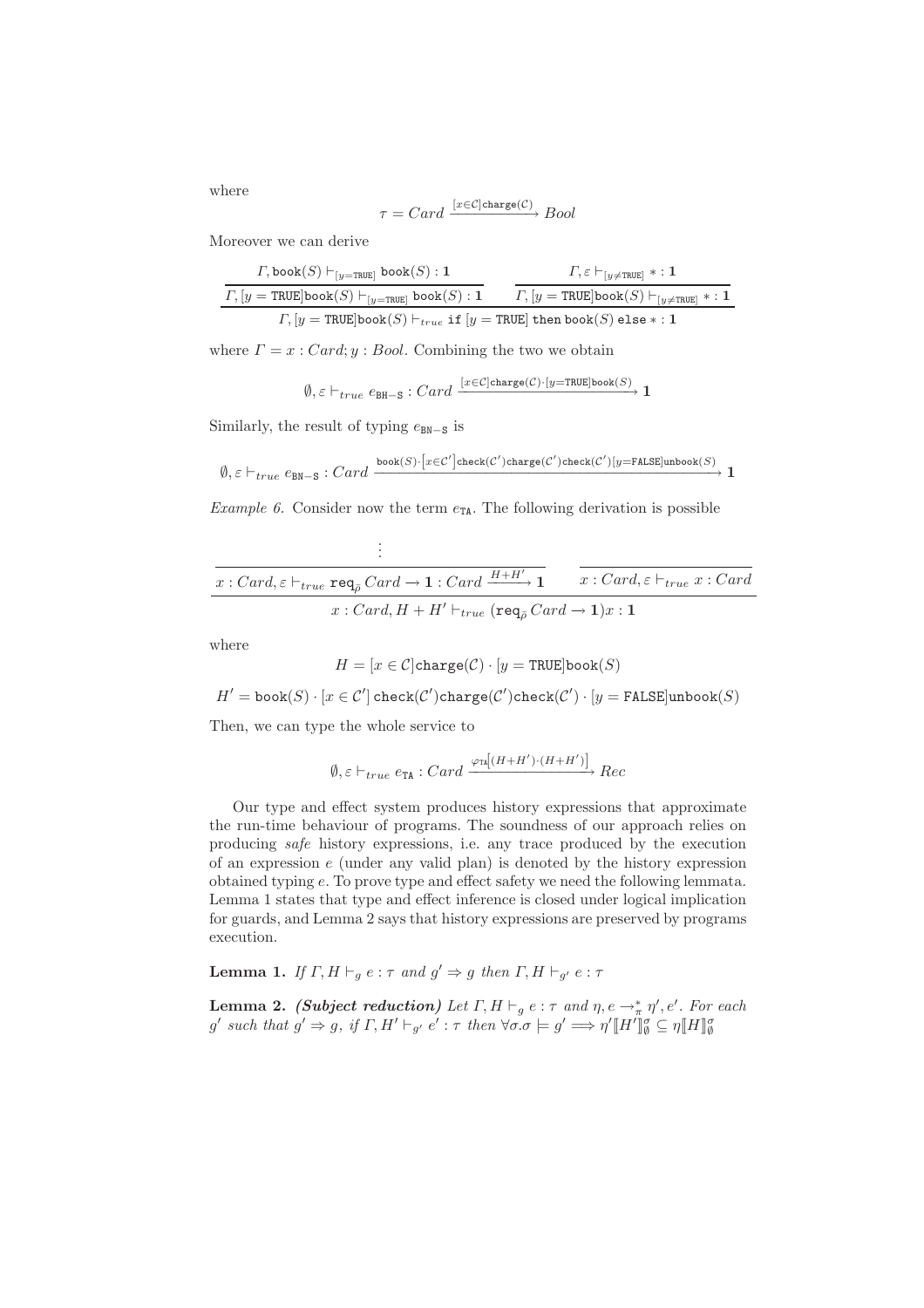where

$$\tau = Card \xrightarrow{[x \in \mathcal{C}]\mathtt{charge}(\mathcal{C})} Bool$$

Moreover we can derive

$$\dfrac{\dfrac{\Gamma, \mathtt{book}(S) \vdash_{[y=\mathtt{TRUE}]} \mathtt{book}(S) : \mathbf{1}}{\Gamma, [y = \mathtt{TRUE}]\mathtt{book}(S) \vdash_{[y=\mathtt{TRUE}]} \mathtt{book}(S) : \mathbf{1}} \qquad \dfrac{\Gamma, \varepsilon \vdash_{[y \neq \mathtt{TRUE}]} * : \mathbf{1}}{\Gamma, [y = \mathtt{TRUE}]\mathtt{book}(S) \vdash_{[y \neq \mathtt{TRUE}]} * : \mathbf{1}}}{\Gamma, [y = \mathtt{TRUE}]\mathtt{book}(S) \vdash_{true} \mathtt{if}\ [y = \mathtt{TRUE}]\ \mathtt{then}\ \mathtt{book}(S)\ \mathtt{else}\ * : \mathbf{1}}$$

where $\Gamma = x : Card; y : Bool$. Combining the two we obtain

$$\emptyset, \varepsilon \vdash_{true} e_{\mathtt{BH-S}} : Card \xrightarrow{[x \in \mathcal{C}]\mathtt{charge}(\mathcal{C}) \cdot [y=\mathtt{TRUE}]\mathtt{book}(S)} \mathbf{1}$$

Similarly, the result of typing $e_{\mathtt{BN-S}}$ is

$$\emptyset, \varepsilon \vdash_{true} e_{\mathtt{BN-S}} : Card \xrightarrow{\mathtt{book}(S) \cdot \left[x \in \mathcal{C}'\right]\mathtt{check}(\mathcal{C}')\mathtt{charge}(\mathcal{C}')\mathtt{check}(\mathcal{C}')[y=\mathtt{FALSE}]\mathtt{unbook}(S)} \mathbf{1}$$

*Example 6.* Consider now the term $e_{\mathtt{TA}}$. The following derivation is possible

$$\dfrac{\dfrac{\vdots}{x : Card, \varepsilon \vdash_{true} \mathtt{req}_{\bar{\rho}}\ Card \rightarrow \mathbf{1} : Card \xrightarrow{H+H'} \mathbf{1}} \qquad \dfrac{}{x : Card, \varepsilon \vdash_{true} x : Card}}{x : Card, H + H' \vdash_{true} (\mathtt{req}_{\bar{\rho}}\ Card \rightarrow \mathbf{1})x : \mathbf{1}}$$

where

$$H = [x \in \mathcal{C}]\mathtt{charge}(\mathcal{C}) \cdot [y = \mathtt{TRUE}]\mathtt{book}(S)$$

$$H' = \mathtt{book}(S) \cdot [x \in \mathcal{C}']\ \mathtt{check}(\mathcal{C}')\mathtt{charge}(\mathcal{C}')\mathtt{check}(\mathcal{C}') \cdot [y = \mathtt{FALSE}]\mathtt{unbook}(S)$$

Then, we can type the whole service to

$$\emptyset, \varepsilon \vdash_{true} e_{\mathtt{TA}} : Card \xrightarrow{\varphi_{\mathtt{TA}}\left[(H+H') \cdot (H+H')\right]} Rec$$

Our type and effect system produces history expressions that approximate the run-time behaviour of programs. The soundness of our approach relies on producing *safe* history expressions, i.e. any trace produced by the execution of an expression $e$ (under any valid plan) is denoted by the history expression obtained typing $e$. To prove type and effect safety we need the following lemmata. Lemma 1 states that type and effect inference is closed under logical implication for guards, and Lemma 2 says that history expressions are preserved by programs execution.

**Lemma 1.** *If $\Gamma, H \vdash_g e : \tau$ and $g' \Rightarrow g$ then $\Gamma, H \vdash_{g'} e : \tau$*

**Lemma 2.** ***(Subject reduction)*** *Let $\Gamma, H \vdash_g e : \tau$ and $\eta, e \rightarrow^*_\pi \eta', e'$. For each $g'$ such that $g' \Rightarrow g$, if $\Gamma, H' \vdash_{g'} e' : \tau$ then $\forall \sigma . \sigma \models g' \Longrightarrow \eta' [\![ H' ]\!]^\sigma_\emptyset \subseteq \eta [\![ H ]\!]^\sigma_\emptyset$*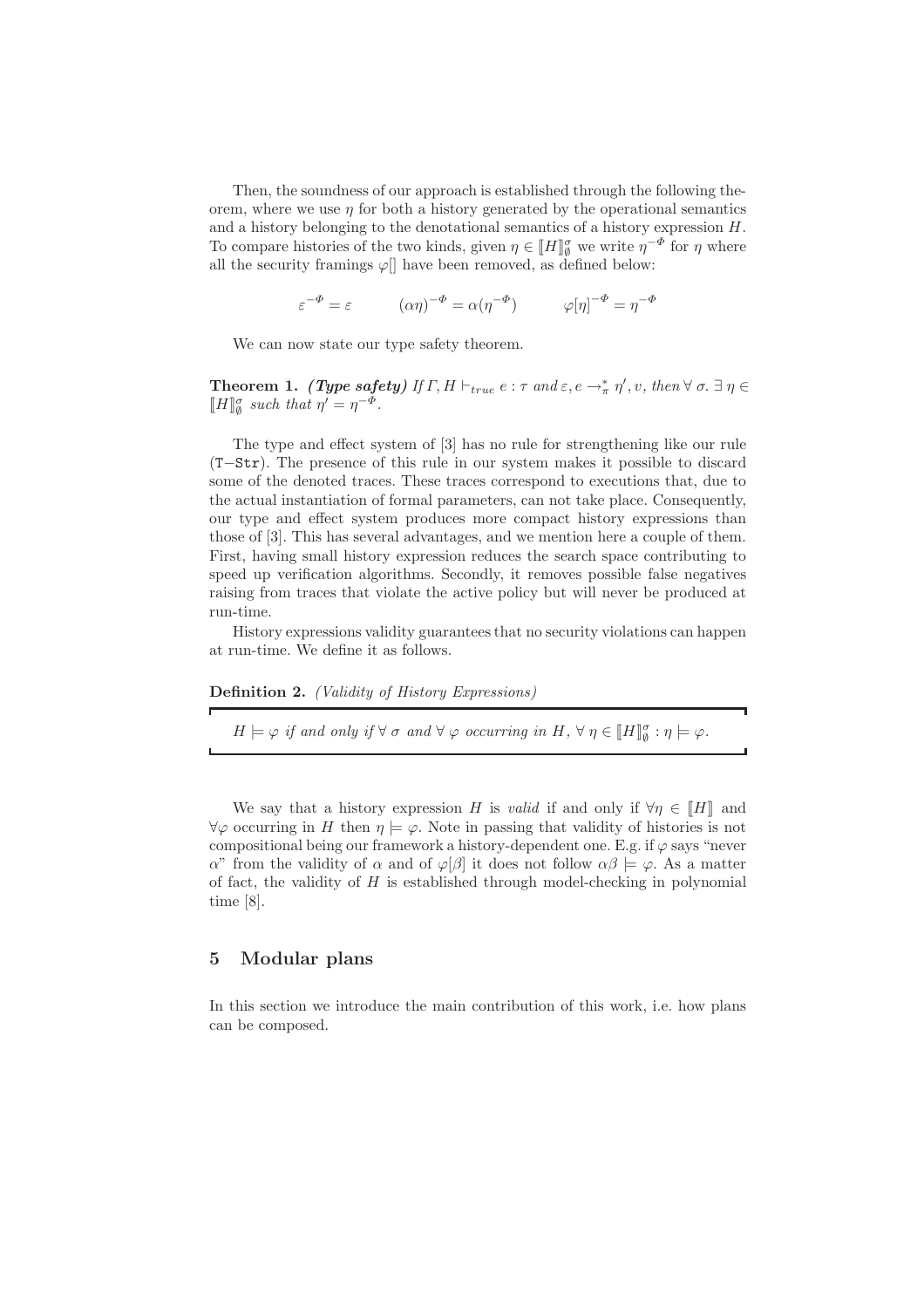Then, the soundness of our approach is established through the following theorem, where we use $\eta$ for both a history generated by the operational semantics and a history belonging to the denotational semantics of a history expression $H$. To compare histories of the two kinds, given $\eta \in [\![H]\!]^{\sigma}_{\emptyset}$ we write $\eta^{-\Phi}$ for $\eta$ where all the security framings $\varphi[]$ have been removed, as defined below:

$$\varepsilon^{-\Phi} = \varepsilon \qquad (\alpha\eta)^{-\Phi} = \alpha(\eta^{-\Phi}) \qquad \varphi[\eta]^{-\Phi} = \eta^{-\Phi}$$

We can now state our type safety theorem.

**Theorem 1.** ***(Type safety)*** *If $\Gamma, H \vdash_{true} e : \tau$ and $\varepsilon, e \to^{*}_{\pi} \eta', v$, then $\forall\, \sigma.\ \exists\, \eta \in [\![H]\!]^{\sigma}_{\emptyset}$ such that $\eta' = \eta^{-\Phi}$.*

The type and effect system of [3] has no rule for strengthening like our rule (`T-Str`). The presence of this rule in our system makes it possible to discard some of the denoted traces. These traces correspond to executions that, due to the actual instantiation of formal parameters, can not take place. Consequently, our type and effect system produces more compact history expressions than those of [3]. This has several advantages, and we mention here a couple of them. First, having small history expression reduces the search space contributing to speed up verification algorithms. Secondly, it removes possible false negatives raising from traces that violate the active policy but will never be produced at run-time.

History expressions validity guarantees that no security violations can happen at run-time. We define it as follows.

**Definition 2.** *(Validity of History Expressions)*

*$H \models \varphi$ if and only if $\forall\, \sigma$ and $\forall\, \varphi$ occurring in $H$, $\forall\, \eta \in [\![H]\!]^{\sigma}_{\emptyset} : \eta \models \varphi$.*

We say that a history expression $H$ is *valid* if and only if $\forall \eta \in [\![H]\!]$ and $\forall \varphi$ occurring in $H$ then $\eta \models \varphi$. Note in passing that validity of histories is not compositional being our framework a history-dependent one. E.g. if $\varphi$ says "never $\alpha$" from the validity of $\alpha$ and of $\varphi[\beta]$ it does not follow $\alpha\beta \models \varphi$. As a matter of fact, the validity of $H$ is established through model-checking in polynomial time [8].

## 5 Modular plans

In this section we introduce the main contribution of this work, i.e. how plans can be composed.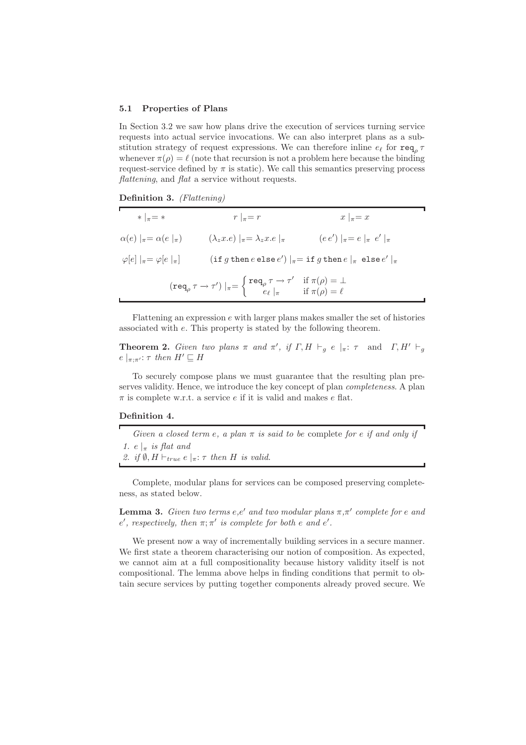### 5.1 Properties of Plans

In Section 3.2 we saw how plans drive the execution of services turning service requests into actual service invocations. We can also interpret plans as a substitution strategy of request expressions. We can therefore inline $e_\ell$ for $\mathtt{req}_\rho\,\tau$ whenever $\pi(\rho) = \ell$ (note that recursion is not a problem here because the binding request-service defined by $\pi$ is static). We call this semantics preserving process *flattening*, and *flat* a service without requests.

**Definition 3.** *(Flattening)*

$$* \mid_\pi = * \qquad\qquad r \mid_\pi = r \qquad\qquad x \mid_\pi = x$$

$$\alpha(e) \mid_\pi = \alpha(e \mid_\pi) \qquad (\lambda_z x.e) \mid_\pi = \lambda_z x.e \mid_\pi \qquad (e\,e') \mid_\pi = e \mid_\pi \; e' \mid_\pi$$

$$\varphi[e] \mid_\pi = \varphi[e \mid_\pi] \qquad (\mathtt{if}\; g\;\mathtt{then}\; e\;\mathtt{else}\; e') \mid_\pi = \mathtt{if}\; g\;\mathtt{then}\; e \mid_\pi \;\mathtt{else}\; e' \mid_\pi$$

$$(\mathtt{req}_\rho\,\tau \to \tau') \mid_\pi = \begin{cases} \mathtt{req}_\rho\,\tau \to \tau' & \text{if } \pi(\rho) = \bot \\ e_\ell \mid_\pi & \text{if } \pi(\rho) = \ell \end{cases}$$

Flattening an expression $e$ with larger plans makes smaller the set of histories associated with $e$. This property is stated by the following theorem.

**Theorem 2.** *Given two plans $\pi$ and $\pi'$, if $\Gamma, H \vdash_g e \mid_\pi : \tau$ and $\Gamma, H' \vdash_g e \mid_{\pi;\pi'} : \tau$ then $H' \sqsubseteq H$*

To securely compose plans we must guarantee that the resulting plan preserves validity. Hence, we introduce the key concept of plan *completeness*. A plan $\pi$ is complete w.r.t. a service $e$ if it is valid and makes $e$ flat.

**Definition 4.**

*Given a closed term $e$, a plan $\pi$ is said to be* complete *for $e$ if and only if*

1. *$e \mid_\pi$ is flat and*
2. *if $\emptyset, H \vdash_{true} e \mid_\pi : \tau$ then $H$ is valid.*

Complete, modular plans for services can be composed preserving completeness, as stated below.

**Lemma 3.** *Given two terms $e$,$e'$ and two modular plans $\pi$,$\pi'$ complete for $e$ and $e'$, respectively, then $\pi;\pi'$ is complete for both $e$ and $e'$.*

We present now a way of incrementally building services in a secure manner. We first state a theorem characterising our notion of composition. As expected, we cannot aim at a full compositionality because history validity itself is not compositional. The lemma above helps in finding conditions that permit to obtain secure services by putting together components already proved secure. We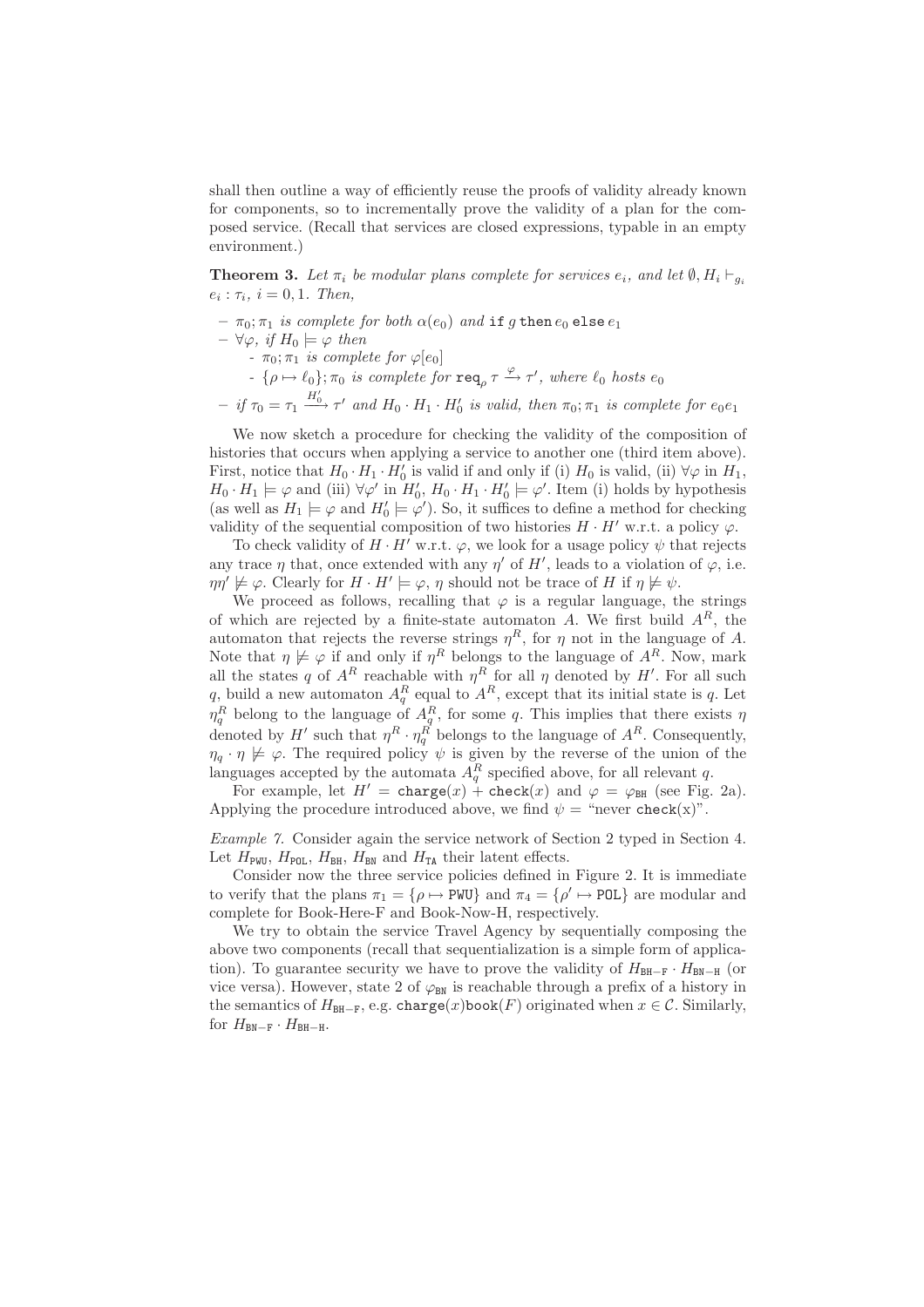shall then outline a way of efficiently reuse the proofs of validity already known for components, so to incrementally prove the validity of a plan for the composed service. (Recall that services are closed expressions, typable in an empty environment.)

**Theorem 3.** *Let $\pi_i$ be modular plans complete for services $e_i$, and let $\emptyset, H_i \vdash_{g_i} e_i : \tau_i$, $i = 0, 1$. Then,*

- *$\pi_0; \pi_1$ is complete for both $\alpha(e_0)$ and* $\texttt{if}\ g\ \texttt{then}\ e_0\ \texttt{else}\ e_1$
- *$\forall \varphi$, if $H_0 \models \varphi$ then*
  - *$\pi_0; \pi_1$ is complete for $\varphi[e_0]$*
  - *$\{\rho \mapsto \ell_0\}; \pi_0$ is complete for $\texttt{req}_\rho\, \tau \xrightarrow{\varphi} \tau'$, where $\ell_0$ hosts $e_0$*
- *if $\tau_0 = \tau_1 \xrightarrow{H_0'} \tau'$ and $H_0 \cdot H_1 \cdot H_0'$ is valid, then $\pi_0; \pi_1$ is complete for $e_0 e_1$*

We now sketch a procedure for checking the validity of the composition of histories that occurs when applying a service to another one (third item above). First, notice that $H_0 \cdot H_1 \cdot H_0'$ is valid if and only if (i) $H_0$ is valid, (ii) $\forall \varphi$ in $H_1$, $H_0 \cdot H_1 \models \varphi$ and (iii) $\forall \varphi'$ in $H_0'$, $H_0 \cdot H_1 \cdot H_0' \models \varphi'$. Item (i) holds by hypothesis (as well as $H_1 \models \varphi$ and $H_0' \models \varphi'$). So, it suffices to define a method for checking validity of the sequential composition of two histories $H \cdot H'$ w.r.t. a policy $\varphi$.

To check validity of $H \cdot H'$ w.r.t. $\varphi$, we look for a usage policy $\psi$ that rejects any trace $\eta$ that, once extended with any $\eta'$ of $H'$, leads to a violation of $\varphi$, i.e. $\eta\eta' \not\models \varphi$. Clearly for $H \cdot H' \models \varphi$, $\eta$ should not be trace of $H$ if $\eta \not\models \psi$.

We proceed as follows, recalling that $\varphi$ is a regular language, the strings of which are rejected by a finite-state automaton $A$. We first build $A^R$, the automaton that rejects the reverse strings $\eta^R$, for $\eta$ not in the language of $A$. Note that $\eta \not\models \varphi$ if and only if $\eta^R$ belongs to the language of $A^R$. Now, mark all the states $q$ of $A^R$ reachable with $\eta^R$ for all $\eta$ denoted by $H'$. For all such $q$, build a new automaton $A_q^R$ equal to $A^R$, except that its initial state is $q$. Let $\eta_q^R$ belong to the language of $A_q^R$, for some $q$. This implies that there exists $\eta$ denoted by $H'$ such that $\eta^R \cdot \eta_q^R$ belongs to the language of $A^R$. Consequently, $\eta_q \cdot \eta \not\models \varphi$. The required policy $\psi$ is given by the reverse of the union of the languages accepted by the automata $A_q^R$ specified above, for all relevant $q$.

For example, let $H' = \texttt{charge}(x) + \texttt{check}(x)$ and $\varphi = \varphi_{\texttt{BH}}$ (see Fig. 2a). Applying the procedure introduced above, we find $\psi =$ "never check(x)".

*Example 7.* Consider again the service network of Section 2 typed in Section 4. Let $H_{\texttt{PWU}}$, $H_{\texttt{POL}}$, $H_{\texttt{BH}}$, $H_{\texttt{BN}}$ and $H_{\texttt{TA}}$ their latent effects.

Consider now the three service policies defined in Figure 2. It is immediate to verify that the plans $\pi_1 = \{\rho \mapsto \texttt{PWU}\}$ and $\pi_4 = \{\rho' \mapsto \texttt{POL}\}$ are modular and complete for Book-Here-F and Book-Now-H, respectively.

We try to obtain the service Travel Agency by sequentially composing the above two components (recall that sequentialization is a simple form of application). To guarantee security we have to prove the validity of $H_{\texttt{BH-F}} \cdot H_{\texttt{BN-H}}$ (or vice versa). However, state 2 of $\varphi_{\texttt{BN}}$ is reachable through a prefix of a history in the semantics of $H_{\texttt{BH-F}}$, e.g. $\texttt{charge}(x)\texttt{book}(F)$ originated when $x \in \mathcal{C}$. Similarly, for $H_{\texttt{BN-F}} \cdot H_{\texttt{BH-H}}$.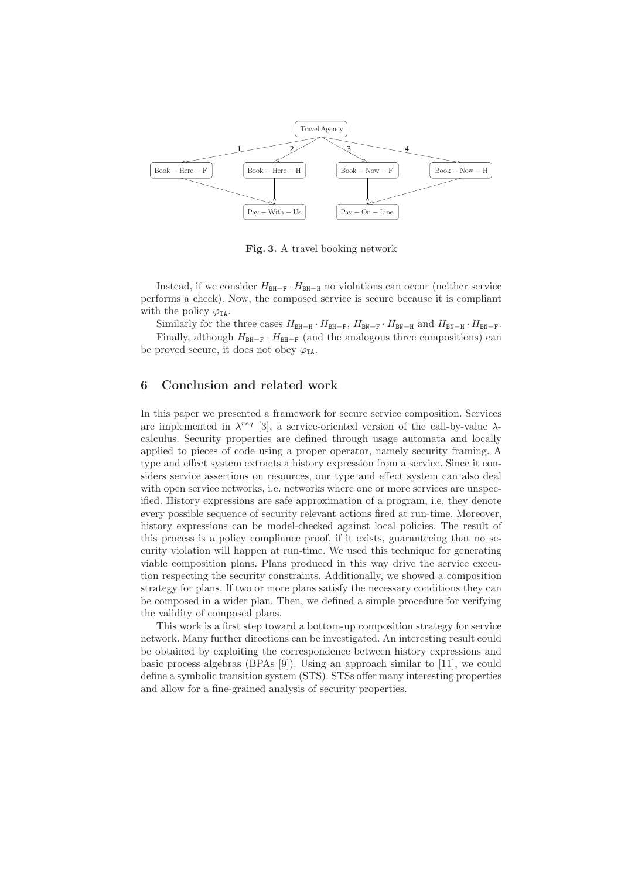Fig. 3. A travel booking network

Instead, if we consider $H_{\mathtt{BH-F}} \cdot H_{\mathtt{BH-H}}$ no violations can occur (neither service performs a check). Now, the composed service is secure because it is compliant with the policy $\varphi_{\mathtt{TA}}$.

Similarly for the three cases $H_{\mathtt{BH-H}} \cdot H_{\mathtt{BH-F}}$, $H_{\mathtt{BN-F}} \cdot H_{\mathtt{BN-H}}$ and $H_{\mathtt{BN-H}} \cdot H_{\mathtt{BN-F}}$.

Finally, although $H_{\mathtt{BH-F}} \cdot H_{\mathtt{BH-F}}$ (and the analogous three compositions) can be proved secure, it does not obey $\varphi_{\mathtt{TA}}$.

## 6 Conclusion and related work

In this paper we presented a framework for secure service composition. Services are implemented in $\lambda^{req}$ [3], a service-oriented version of the call-by-value $\lambda$-calculus. Security properties are defined through usage automata and locally applied to pieces of code using a proper operator, namely security framing. A type and effect system extracts a history expression from a service. Since it considers service assertions on resources, our type and effect system can also deal with open service networks, i.e. networks where one or more services are unspecified. History expressions are safe approximation of a program, i.e. they denote every possible sequence of security relevant actions fired at run-time. Moreover, history expressions can be model-checked against local policies. The result of this process is a policy compliance proof, if it exists, guaranteeing that no security violation will happen at run-time. We used this technique for generating viable composition plans. Plans produced in this way drive the service execution respecting the security constraints. Additionally, we showed a composition strategy for plans. If two or more plans satisfy the necessary conditions they can be composed in a wider plan. Then, we defined a simple procedure for verifying the validity of composed plans.

This work is a first step toward a bottom-up composition strategy for service network. Many further directions can be investigated. An interesting result could be obtained by exploiting the correspondence between history expressions and basic process algebras (BPAs [9]). Using an approach similar to [11], we could define a symbolic transition system (STS). STSs offer many interesting properties and allow for a fine-grained analysis of security properties.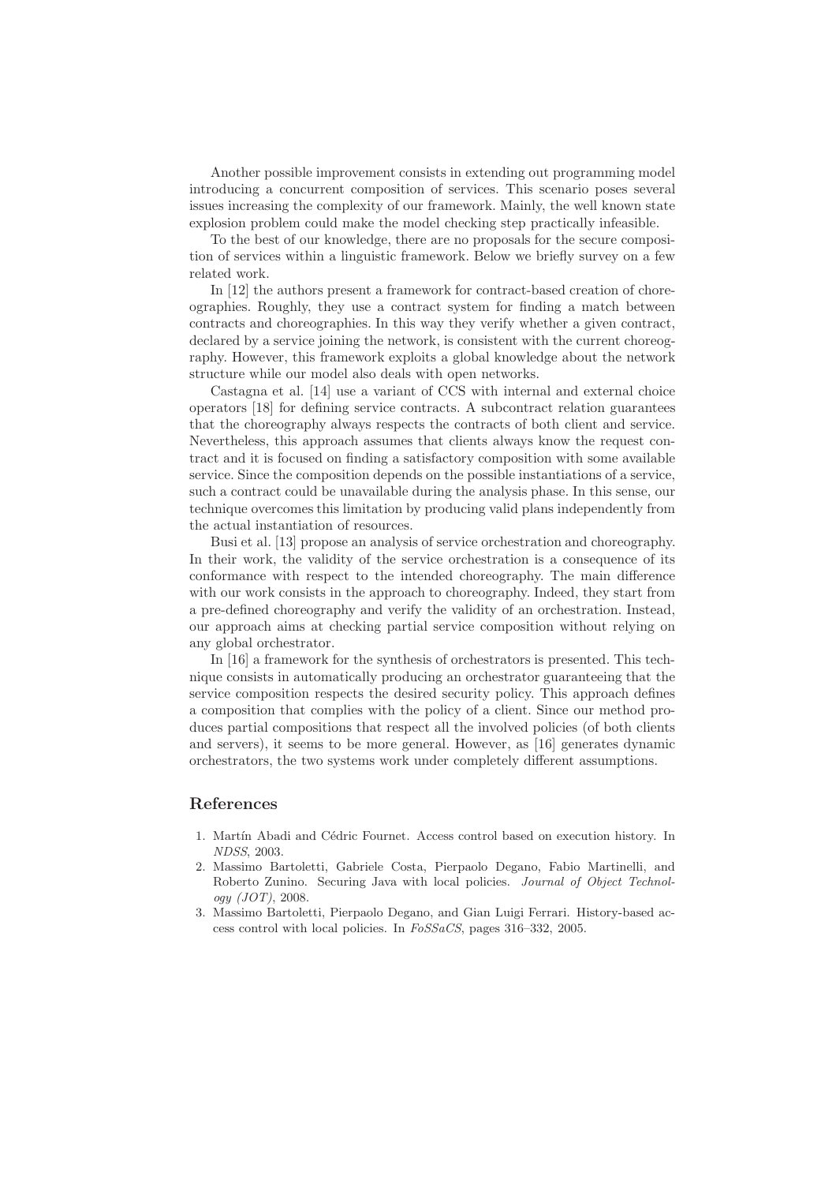Another possible improvement consists in extending out programming model introducing a concurrent composition of services. This scenario poses several issues increasing the complexity of our framework. Mainly, the well known state explosion problem could make the model checking step practically infeasible.

To the best of our knowledge, there are no proposals for the secure composition of services within a linguistic framework. Below we briefly survey on a few related work.

In [12] the authors present a framework for contract-based creation of choreographies. Roughly, they use a contract system for finding a match between contracts and choreographies. In this way they verify whether a given contract, declared by a service joining the network, is consistent with the current choreography. However, this framework exploits a global knowledge about the network structure while our model also deals with open networks.

Castagna et al. [14] use a variant of CCS with internal and external choice operators [18] for defining service contracts. A subcontract relation guarantees that the choreography always respects the contracts of both client and service. Nevertheless, this approach assumes that clients always know the request contract and it is focused on finding a satisfactory composition with some available service. Since the composition depends on the possible instantiations of a service, such a contract could be unavailable during the analysis phase. In this sense, our technique overcomes this limitation by producing valid plans independently from the actual instantiation of resources.

Busi et al. [13] propose an analysis of service orchestration and choreography. In their work, the validity of the service orchestration is a consequence of its conformance with respect to the intended choreography. The main difference with our work consists in the approach to choreography. Indeed, they start from a pre-defined choreography and verify the validity of an orchestration. Instead, our approach aims at checking partial service composition without relying on any global orchestrator.

In [16] a framework for the synthesis of orchestrators is presented. This technique consists in automatically producing an orchestrator guaranteeing that the service composition respects the desired security policy. This approach defines a composition that complies with the policy of a client. Since our method produces partial compositions that respect all the involved policies (of both clients and servers), it seems to be more general. However, as [16] generates dynamic orchestrators, the two systems work under completely different assumptions.

## References

1. Martín Abadi and Cédric Fournet. Access control based on execution history. In *NDSS*, 2003.
2. Massimo Bartoletti, Gabriele Costa, Pierpaolo Degano, Fabio Martinelli, and Roberto Zunino. Securing Java with local policies. *Journal of Object Technology (JOT)*, 2008.
3. Massimo Bartoletti, Pierpaolo Degano, and Gian Luigi Ferrari. History-based access control with local policies. In *FoSSaCS*, pages 316–332, 2005.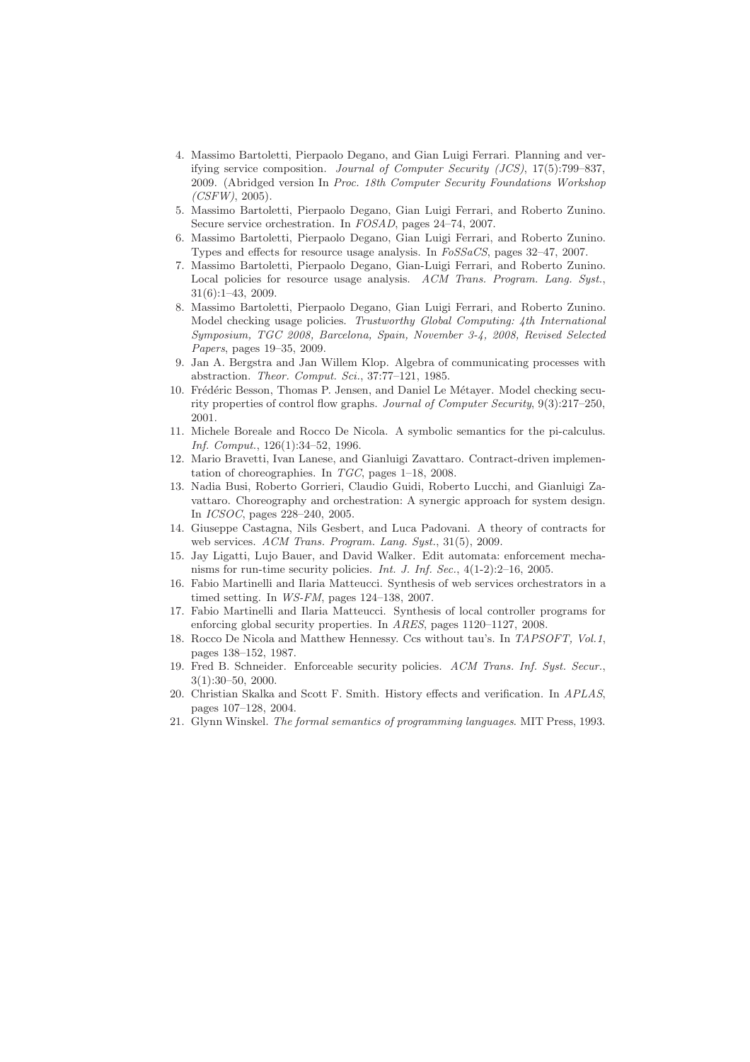4. Massimo Bartoletti, Pierpaolo Degano, and Gian Luigi Ferrari. Planning and verifying service composition. *Journal of Computer Security (JCS)*, 17(5):799–837, 2009. (Abridged version In *Proc. 18th Computer Security Foundations Workshop (CSFW)*, 2005).
5. Massimo Bartoletti, Pierpaolo Degano, Gian Luigi Ferrari, and Roberto Zunino. Secure service orchestration. In *FOSAD*, pages 24–74, 2007.
6. Massimo Bartoletti, Pierpaolo Degano, Gian Luigi Ferrari, and Roberto Zunino. Types and effects for resource usage analysis. In *FoSSaCS*, pages 32–47, 2007.
7. Massimo Bartoletti, Pierpaolo Degano, Gian-Luigi Ferrari, and Roberto Zunino. Local policies for resource usage analysis. *ACM Trans. Program. Lang. Syst.*, 31(6):1–43, 2009.
8. Massimo Bartoletti, Pierpaolo Degano, Gian Luigi Ferrari, and Roberto Zunino. Model checking usage policies. *Trustworthy Global Computing: 4th International Symposium, TGC 2008, Barcelona, Spain, November 3-4, 2008, Revised Selected Papers*, pages 19–35, 2009.
9. Jan A. Bergstra and Jan Willem Klop. Algebra of communicating processes with abstraction. *Theor. Comput. Sci.*, 37:77–121, 1985.
10. Frédéric Besson, Thomas P. Jensen, and Daniel Le Métayer. Model checking security properties of control flow graphs. *Journal of Computer Security*, 9(3):217–250, 2001.
11. Michele Boreale and Rocco De Nicola. A symbolic semantics for the pi-calculus. *Inf. Comput.*, 126(1):34–52, 1996.
12. Mario Bravetti, Ivan Lanese, and Gianluigi Zavattaro. Contract-driven implementation of choreographies. In *TGC*, pages 1–18, 2008.
13. Nadia Busi, Roberto Gorrieri, Claudio Guidi, Roberto Lucchi, and Gianluigi Zavattaro. Choreography and orchestration: A synergic approach for system design. In *ICSOC*, pages 228–240, 2005.
14. Giuseppe Castagna, Nils Gesbert, and Luca Padovani. A theory of contracts for web services. *ACM Trans. Program. Lang. Syst.*, 31(5), 2009.
15. Jay Ligatti, Lujo Bauer, and David Walker. Edit automata: enforcement mechanisms for run-time security policies. *Int. J. Inf. Sec.*, 4(1-2):2–16, 2005.
16. Fabio Martinelli and Ilaria Matteucci. Synthesis of web services orchestrators in a timed setting. In *WS-FM*, pages 124–138, 2007.
17. Fabio Martinelli and Ilaria Matteucci. Synthesis of local controller programs for enforcing global security properties. In *ARES*, pages 1120–1127, 2008.
18. Rocco De Nicola and Matthew Hennessy. Ccs without tau's. In *TAPSOFT, Vol.1*, pages 138–152, 1987.
19. Fred B. Schneider. Enforceable security policies. *ACM Trans. Inf. Syst. Secur.*, 3(1):30–50, 2000.
20. Christian Skalka and Scott F. Smith. History effects and verification. In *APLAS*, pages 107–128, 2004.
21. Glynn Winskel. *The formal semantics of programming languages*. MIT Press, 1993.